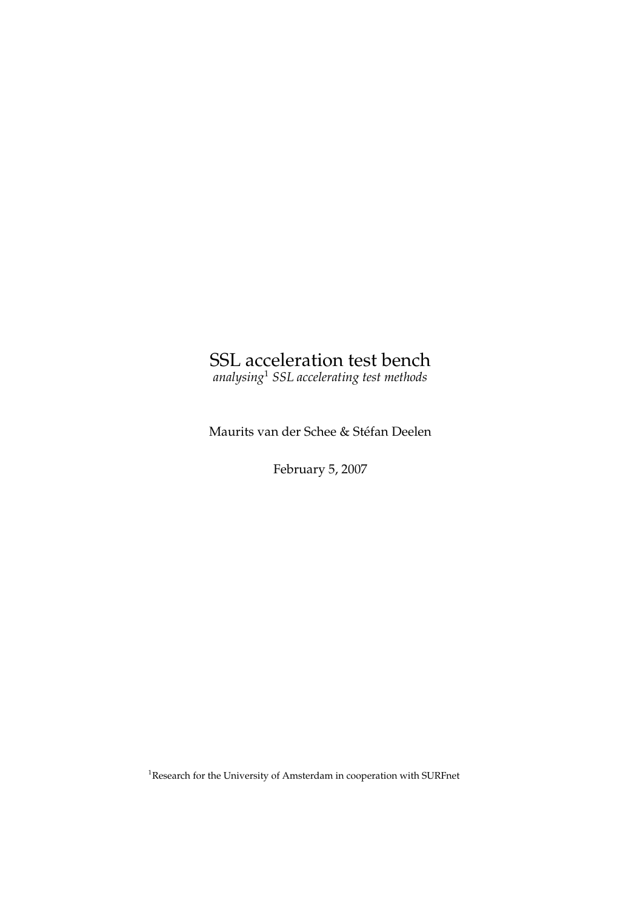# SSL acceleration test bench

*analysing[1] SSL accelerating test methods*

Maurits van der Schee & Stéfan Deelen

February 5, 2007

[1]Research for the University of Amsterdam in cooperation with SURFnet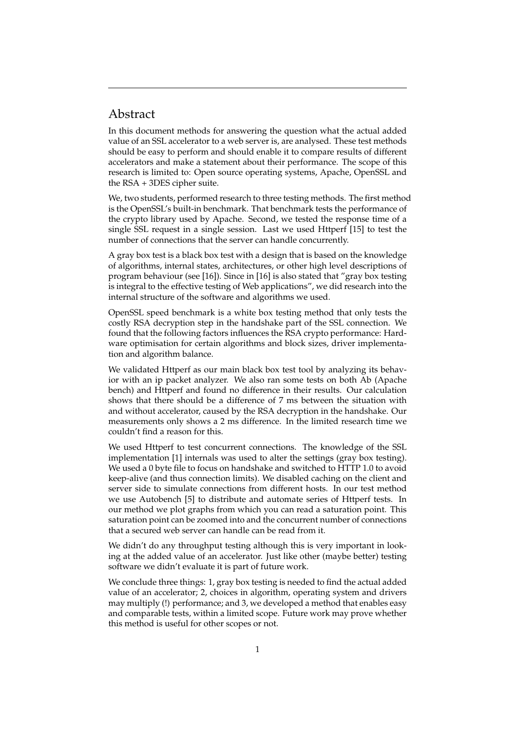# Abstract

In this document methods for answering the question what the actual added value of an SSL accelerator to a web server is, are analysed. These test methods should be easy to perform and should enable it to compare results of different accelerators and make a statement about their performance. The scope of this research is limited to: Open source operating systems, Apache, OpenSSL and the RSA + 3DES cipher suite.

We, two students, performed research to three testing methods. The first method is the OpenSSL's built-in benchmark. That benchmark tests the performance of the crypto library used by Apache. Second, we tested the response time of a single SSL request in a single session. Last we used Httperf [15] to test the number of connections that the server can handle concurrently.

A gray box test is a black box test with a design that is based on the knowledge of algorithms, internal states, architectures, or other high level descriptions of program behaviour (see [16]). Since in [16] is also stated that "gray box testing is integral to the effective testing of Web applications", we did research into the internal structure of the software and algorithms we used.

OpenSSL speed benchmark is a white box testing method that only tests the costly RSA decryption step in the handshake part of the SSL connection. We found that the following factors influences the RSA crypto performance: Hardware optimisation for certain algorithms and block sizes, driver implementation and algorithm balance.

We validated Httperf as our main black box test tool by analyzing its behavior with an ip packet analyzer. We also ran some tests on both Ab (Apache bench) and Httperf and found no difference in their results. Our calculation shows that there should be a difference of 7 ms between the situation with and without accelerator, caused by the RSA decryption in the handshake. Our measurements only shows a 2 ms difference. In the limited research time we couldn't find a reason for this.

We used Httperf to test concurrent connections. The knowledge of the SSL implementation [1] internals was used to alter the settings (gray box testing). We used a 0 byte file to focus on handshake and switched to HTTP 1.0 to avoid keep-alive (and thus connection limits). We disabled caching on the client and server side to simulate connections from different hosts. In our test method we use Autobench [5] to distribute and automate series of Httperf tests. In our method we plot graphs from which you can read a saturation point. This saturation point can be zoomed into and the concurrent number of connections that a secured web server can handle can be read from it.

We didn't do any throughput testing although this is very important in looking at the added value of an accelerator. Just like other (maybe better) testing software we didn't evaluate it is part of future work.

We conclude three things: 1, gray box testing is needed to find the actual added value of an accelerator; 2, choices in algorithm, operating system and drivers may multiply (!) performance; and 3, we developed a method that enables easy and comparable tests, within a limited scope. Future work may prove whether this method is useful for other scopes or not.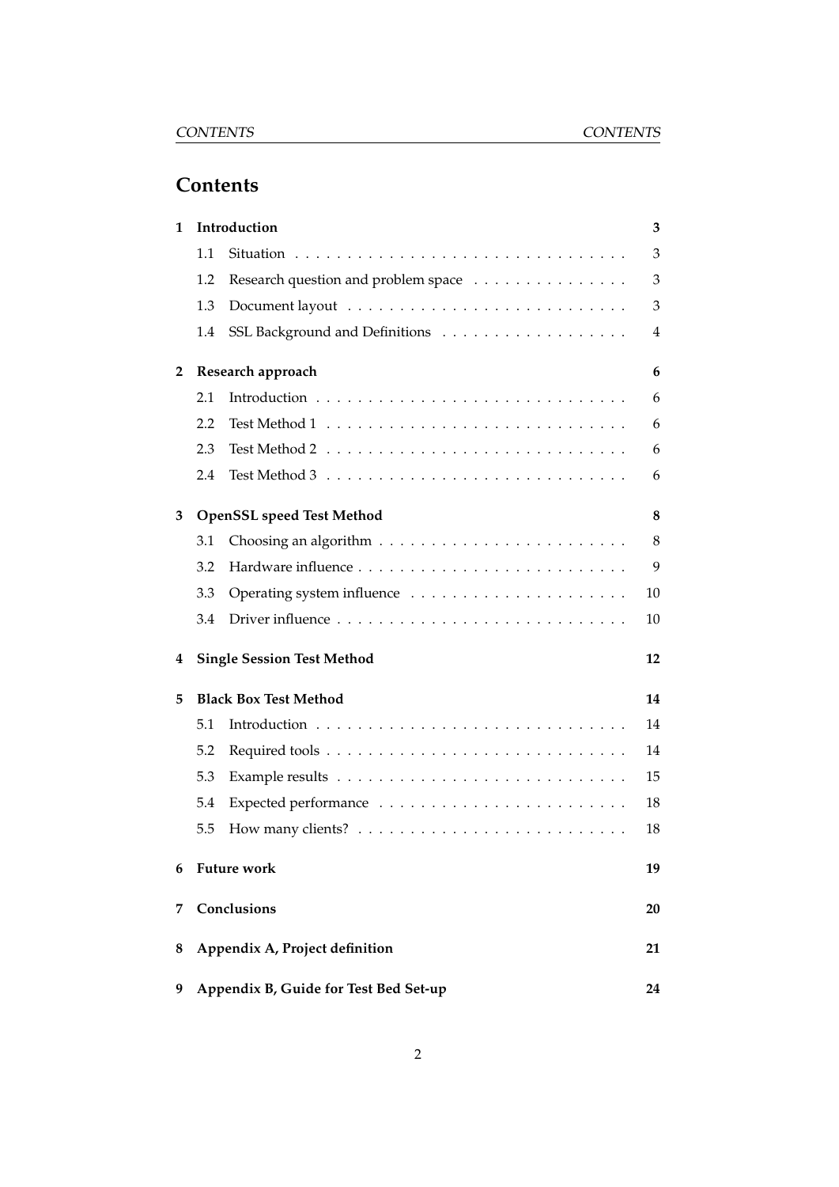# Contents

| | | |
|---|---|---|
| **1** | **Introduction** | **3** |
| | 1.1 Situation | 3 |
| | 1.2 Research question and problem space | 3 |
| | 1.3 Document layout | 3 |
| | 1.4 SSL Background and Definitions | 4 |
| **2** | **Research approach** | **6** |
| | 2.1 Introduction | 6 |
| | 2.2 Test Method 1 | 6 |
| | 2.3 Test Method 2 | 6 |
| | 2.4 Test Method 3 | 6 |
| **3** | **OpenSSL speed Test Method** | **8** |
| | 3.1 Choosing an algorithm | 8 |
| | 3.2 Hardware influence | 9 |
| | 3.3 Operating system influence | 10 |
| | 3.4 Driver influence | 10 |
| **4** | **Single Session Test Method** | **12** |
| **5** | **Black Box Test Method** | **14** |
| | 5.1 Introduction | 14 |
| | 5.2 Required tools | 14 |
| | 5.3 Example results | 15 |
| | 5.4 Expected performance | 18 |
| | 5.5 How many clients? | 18 |
| **6** | **Future work** | **19** |
| **7** | **Conclusions** | **20** |
| **8** | **Appendix A, Project definition** | **21** |
| **9** | **Appendix B, Guide for Test Bed Set-up** | **24** |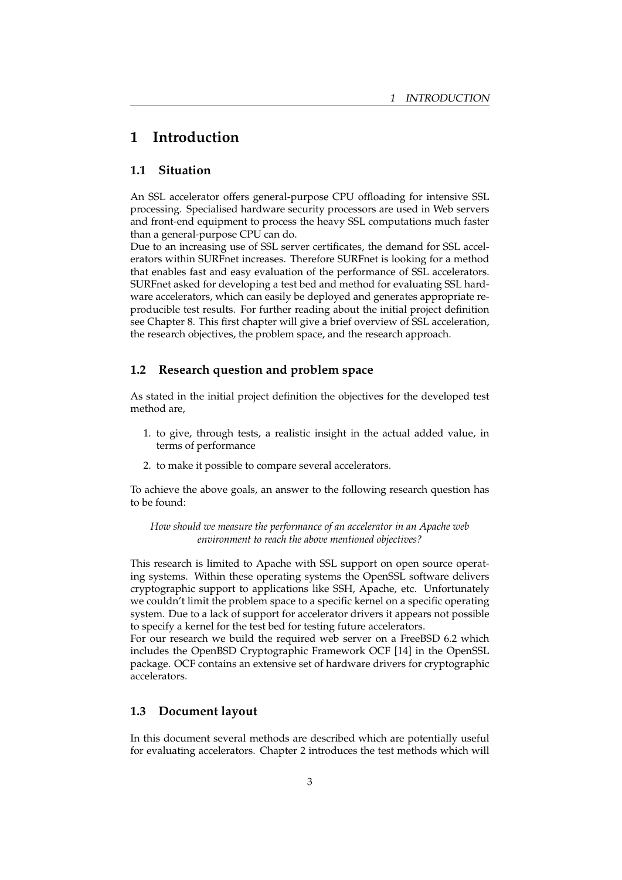# 1 Introduction

## 1.1 Situation

An SSL accelerator offers general-purpose CPU offloading for intensive SSL processing. Specialised hardware security processors are used in Web servers and front-end equipment to process the heavy SSL computations much faster than a general-purpose CPU can do.
Due to an increasing use of SSL server certificates, the demand for SSL accelerators within SURFnet increases. Therefore SURFnet is looking for a method that enables fast and easy evaluation of the performance of SSL accelerators. SURFnet asked for developing a test bed and method for evaluating SSL hardware accelerators, which can easily be deployed and generates appropriate reproducible test results. For further reading about the initial project definition see Chapter 8. This first chapter will give a brief overview of SSL acceleration, the research objectives, the problem space, and the research approach.

## 1.2 Research question and problem space

As stated in the initial project definition the objectives for the developed test method are,

1. to give, through tests, a realistic insight in the actual added value, in terms of performance
2. to make it possible to compare several accelerators.

To achieve the above goals, an answer to the following research question has to be found:

*How should we measure the performance of an accelerator in an Apache web environment to reach the above mentioned objectives?*

This research is limited to Apache with SSL support on open source operating systems. Within these operating systems the OpenSSL software delivers cryptographic support to applications like SSH, Apache, etc. Unfortunately we couldn't limit the problem space to a specific kernel on a specific operating system. Due to a lack of support for accelerator drivers it appears not possible to specify a kernel for the test bed for testing future accelerators.
For our research we build the required web server on a FreeBSD 6.2 which includes the OpenBSD Cryptographic Framework OCF [14] in the OpenSSL package. OCF contains an extensive set of hardware drivers for cryptographic accelerators.

## 1.3 Document layout

In this document several methods are described which are potentially useful for evaluating accelerators. Chapter 2 introduces the test methods which will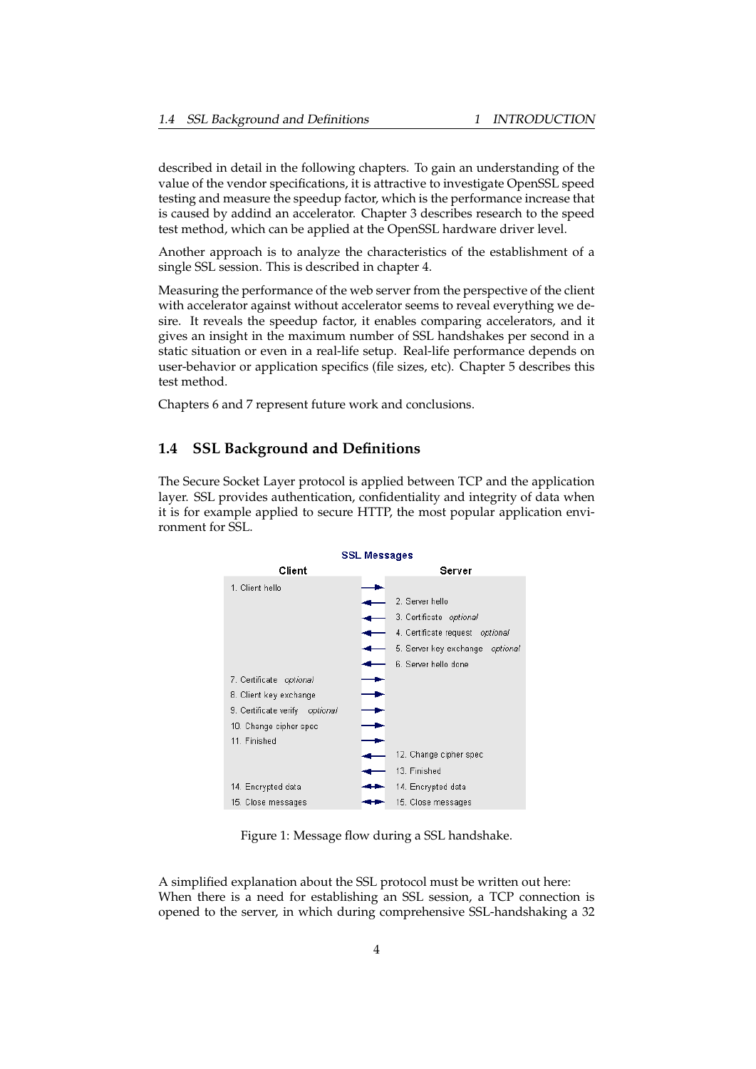described in detail in the following chapters. To gain an understanding of the value of the vendor specifications, it is attractive to investigate OpenSSL speed testing and measure the speedup factor, which is the performance increase that is caused by addind an accelerator. Chapter 3 describes research to the speed test method, which can be applied at the OpenSSL hardware driver level.

Another approach is to analyze the characteristics of the establishment of a single SSL session. This is described in chapter 4.

Measuring the performance of the web server from the perspective of the client with accelerator against without accelerator seems to reveal everything we desire. It reveals the speedup factor, it enables comparing accelerators, and it gives an insight in the maximum number of SSL handshakes per second in a static situation or even in a real-life setup. Real-life performance depends on user-behavior or application specifics (file sizes, etc). Chapter 5 describes this test method.

Chapters 6 and 7 represent future work and conclusions.

## 1.4 SSL Background and Definitions

The Secure Socket Layer protocol is applied between TCP and the application layer. SSL provides authentication, confidentiality and integrity of data when it is for example applied to secure HTTP, the most popular application environment for SSL.

**SSL Messages**

| Client | | Server |
|---|---|---|
| 1. Client hello | → | |
| | ← | 2. Server hello |
| | ← | 3. Certificate *optional* |
| | ← | 4. Certificate request *optional* |
| | ← | 5. Server key exchange *optional* |
| | ← | 6. Server hello done |
| 7. Certificate *optional* | → | |
| 8. Client key exchange | → | |
| 9. Certificate verify *optional* | → | |
| 10. Change cipher spec | → | |
| 11. Finished | → | |
| | ← | 12. Change cipher spec |
| | ← | 13. Finished |
| 14. Encrypted data | ↔ | 14. Encrypted data |
| 15. Close messages | ↔ | 15. Close messages |

Figure 1: Message flow during a SSL handshake.

A simplified explanation about the SSL protocol must be written out here: When there is a need for establishing an SSL session, a TCP connection is opened to the server, in which during comprehensive SSL-handshaking a 32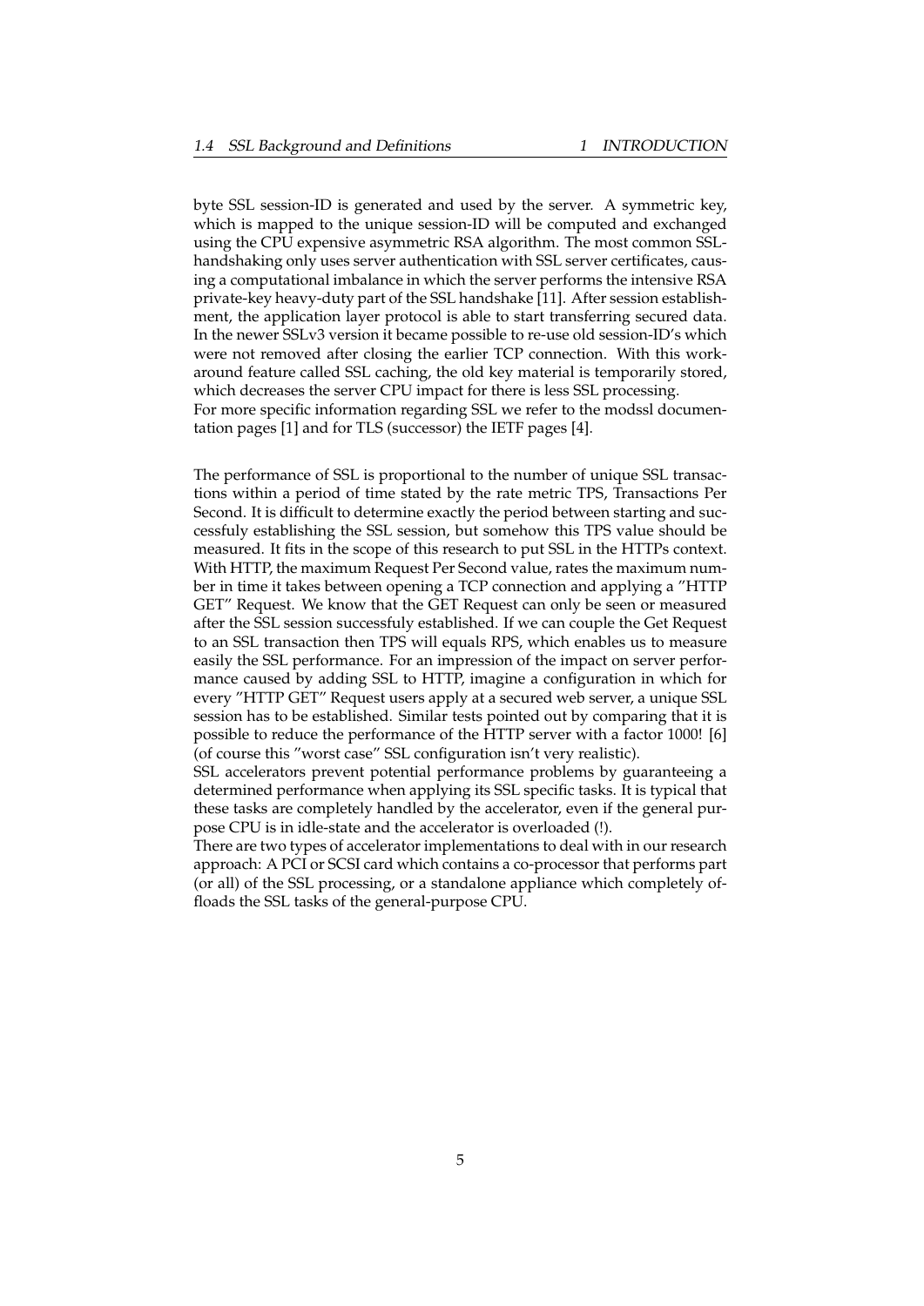byte SSL session-ID is generated and used by the server. A symmetric key, which is mapped to the unique session-ID will be computed and exchanged using the CPU expensive asymmetric RSA algorithm. The most common SSL-handshaking only uses server authentication with SSL server certificates, causing a computational imbalance in which the server performs the intensive RSA private-key heavy-duty part of the SSL handshake [11]. After session establishment, the application layer protocol is able to start transferring secured data. In the newer SSLv3 version it became possible to re-use old session-ID's which were not removed after closing the earlier TCP connection. With this workaround feature called SSL caching, the old key material is temporarily stored, which decreases the server CPU impact for there is less SSL processing.
For more specific information regarding SSL we refer to the modssl documentation pages [1] and for TLS (successor) the IETF pages [4].

The performance of SSL is proportional to the number of unique SSL transactions within a period of time stated by the rate metric TPS, Transactions Per Second. It is difficult to determine exactly the period between starting and successfuly establishing the SSL session, but somehow this TPS value should be measured. It fits in the scope of this research to put SSL in the HTTPs context. With HTTP, the maximum Request Per Second value, rates the maximum number in time it takes between opening a TCP connection and applying a "HTTP GET" Request. We know that the GET Request can only be seen or measured after the SSL session successfuly established. If we can couple the Get Request to an SSL transaction then TPS will equals RPS, which enables us to measure easily the SSL performance. For an impression of the impact on server performance caused by adding SSL to HTTP, imagine a configuration in which for every "HTTP GET" Request users apply at a secured web server, a unique SSL session has to be established. Similar tests pointed out by comparing that it is possible to reduce the performance of the HTTP server with a factor 1000! [6] (of course this "worst case" SSL configuration isn't very realistic).
SSL accelerators prevent potential performance problems by guaranteeing a determined performance when applying its SSL specific tasks. It is typical that these tasks are completely handled by the accelerator, even if the general purpose CPU is in idle-state and the accelerator is overloaded (!).
There are two types of accelerator implementations to deal with in our research approach: A PCI or SCSI card which contains a co-processor that performs part (or all) of the SSL processing, or a standalone appliance which completely offloads the SSL tasks of the general-purpose CPU.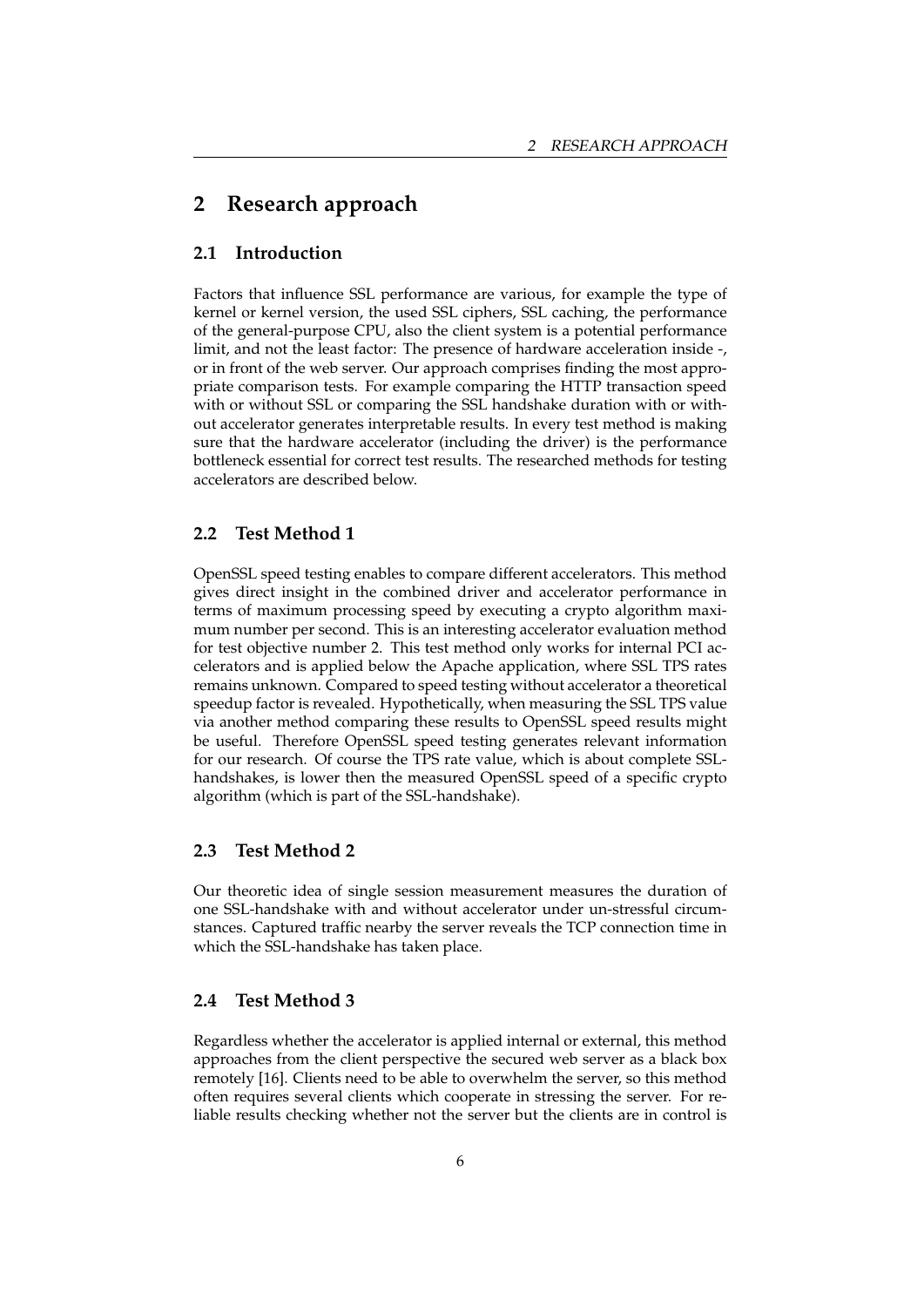# 2 Research approach

## 2.1 Introduction

Factors that influence SSL performance are various, for example the type of kernel or kernel version, the used SSL ciphers, SSL caching, the performance of the general-purpose CPU, also the client system is a potential performance limit, and not the least factor: The presence of hardware acceleration inside -, or in front of the web server. Our approach comprises finding the most appropriate comparison tests. For example comparing the HTTP transaction speed with or without SSL or comparing the SSL handshake duration with or without accelerator generates interpretable results. In every test method is making sure that the hardware accelerator (including the driver) is the performance bottleneck essential for correct test results. The researched methods for testing accelerators are described below.

## 2.2 Test Method 1

OpenSSL speed testing enables to compare different accelerators. This method gives direct insight in the combined driver and accelerator performance in terms of maximum processing speed by executing a crypto algorithm maximum number per second. This is an interesting accelerator evaluation method for test objective number 2. This test method only works for internal PCI accelerators and is applied below the Apache application, where SSL TPS rates remains unknown. Compared to speed testing without accelerator a theoretical speedup factor is revealed. Hypothetically, when measuring the SSL TPS value via another method comparing these results to OpenSSL speed results might be useful. Therefore OpenSSL speed testing generates relevant information for our research. Of course the TPS rate value, which is about complete SSL-handshakes, is lower then the measured OpenSSL speed of a specific crypto algorithm (which is part of the SSL-handshake).

## 2.3 Test Method 2

Our theoretic idea of single session measurement measures the duration of one SSL-handshake with and without accelerator under un-stressful circumstances. Captured traffic nearby the server reveals the TCP connection time in which the SSL-handshake has taken place.

## 2.4 Test Method 3

Regardless whether the accelerator is applied internal or external, this method approaches from the client perspective the secured web server as a black box remotely [16]. Clients need to be able to overwhelm the server, so this method often requires several clients which cooperate in stressing the server. For reliable results checking whether not the server but the clients are in control is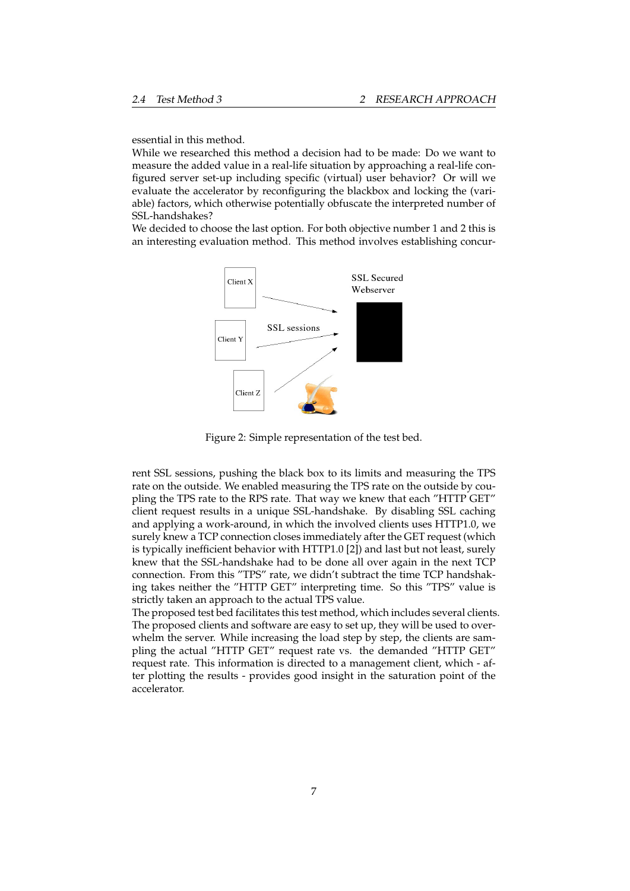essential in this method.

While we researched this method a decision had to be made: Do we want to measure the added value in a real-life situation by approaching a real-life configured server set-up including specific (virtual) user behavior? Or will we evaluate the accelerator by reconfiguring the blackbox and locking the (variable) factors, which otherwise potentially obfuscate the interpreted number of SSL-handshakes?

We decided to choose the last option. For both objective number 1 and 2 this is an interesting evaluation method. This method involves establishing concurrent SSL sessions, pushing the black box to its limits and measuring the TPS rate on the outside. We enabled measuring the TPS rate on the outside by coupling the TPS rate to the RPS rate. That way we knew that each "HTTP GET" client request results in a unique SSL-handshake. By disabling SSL caching and applying a work-around, in which the involved clients uses HTTP1.0, we surely knew a TCP connection closes immediately after the GET request (which is typically inefficient behavior with HTTP1.0 [2]) and last but not least, surely knew that the SSL-handshake had to be done all over again in the next TCP connection. From this "TPS" rate, we didn't subtract the time TCP handshaking takes neither the "HTTP GET" interpreting time. So this "TPS" value is strictly taken an approach to the actual TPS value.

Figure 2: Simple representation of the test bed.

The proposed test bed facilitates this test method, which includes several clients. The proposed clients and software are easy to set up, they will be used to overwhelm the server. While increasing the load step by step, the clients are sampling the actual "HTTP GET" request rate vs. the demanded "HTTP GET" request rate. This information is directed to a management client, which - after plotting the results - provides good insight in the saturation point of the accelerator.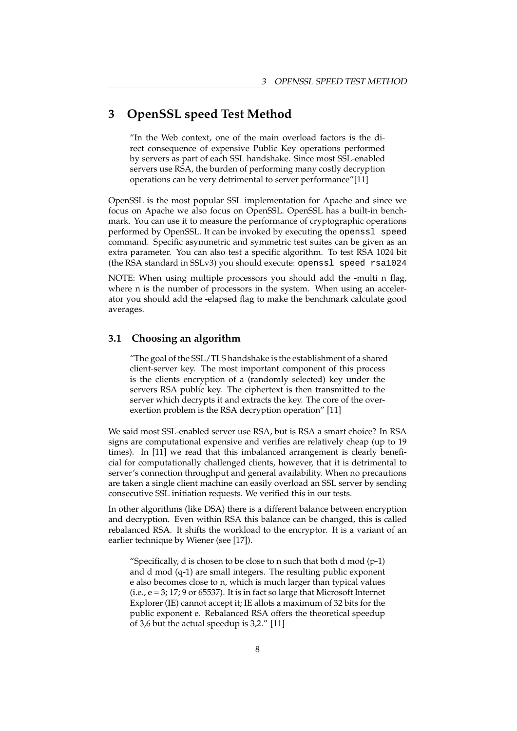# 3 OpenSSL speed Test Method

> "In the Web context, one of the main overload factors is the direct consequence of expensive Public Key operations performed by servers as part of each SSL handshake. Since most SSL-enabled servers use RSA, the burden of performing many costly decryption operations can be very detrimental to server performance"[11]

OpenSSL is the most popular SSL implementation for Apache and since we focus on Apache we also focus on OpenSSL. OpenSSL has a built-in benchmark. You can use it to measure the performance of cryptographic operations performed by OpenSSL. It can be invoked by executing the `openssl speed` command. Specific asymmetric and symmetric test suites can be given as an extra parameter. You can also test a specific algorithm. To test RSA 1024 bit (the RSA standard in SSLv3) you should execute: `openssl speed rsa1024`

NOTE: When using multiple processors you should add the -multi n flag, where n is the number of processors in the system. When using an accelerator you should add the -elapsed flag to make the benchmark calculate good averages.

## 3.1 Choosing an algorithm

> "The goal of the SSL/TLS handshake is the establishment of a shared client-server key. The most important component of this process is the clients encryption of a (randomly selected) key under the servers RSA public key. The ciphertext is then transmitted to the server which decrypts it and extracts the key. The core of the over-exertion problem is the RSA decryption operation" [11]

We said most SSL-enabled server use RSA, but is RSA a smart choice? In RSA signs are computational expensive and verifies are relatively cheap (up to 19 times). In [11] we read that this imbalanced arrangement is clearly beneficial for computationally challenged clients, however, that it is detrimental to server's connection throughput and general availability. When no precautions are taken a single client machine can easily overload an SSL server by sending consecutive SSL initiation requests. We verified this in our tests.

In other algorithms (like DSA) there is a different balance between encryption and decryption. Even within RSA this balance can be changed, this is called rebalanced RSA. It shifts the workload to the encryptor. It is a variant of an earlier technique by Wiener (see [17]).

> "Specifically, d is chosen to be close to n such that both d mod (p-1) and d mod (q-1) are small integers. The resulting public exponent e also becomes close to n, which is much larger than typical values (i.e., e = 3; 17; 9 or 65537). It is in fact so large that Microsoft Internet Explorer (IE) cannot accept it; IE allots a maximum of 32 bits for the public exponent e. Rebalanced RSA offers the theoretical speedup of 3,6 but the actual speedup is 3,2." [11]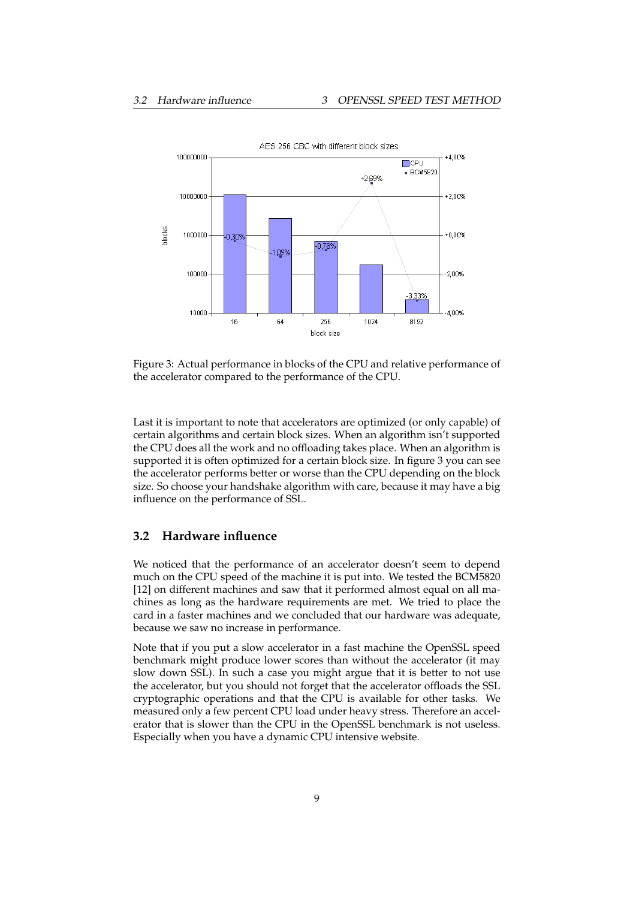Figure 3: Actual performance in blocks of the CPU and relative performance of the accelerator compared to the performance of the CPU.

Last it is important to note that accelerators are optimized (or only capable) of certain algorithms and certain block sizes. When an algorithm isn't supported the CPU does all the work and no offloading takes place. When an algorithm is supported it is often optimized for a certain block size. In figure 3 you can see the accelerator performs better or worse than the CPU depending on the block size. So choose your handshake algorithm with care, because it may have a big influence on the performance of SSL.

## 3.2 Hardware influence

We noticed that the performance of an accelerator doesn't seem to depend much on the CPU speed of the machine it is put into. We tested the BCM5820 [12] on different machines and saw that it performed almost equal on all machines as long as the hardware requirements are met. We tried to place the card in a faster machines and we concluded that our hardware was adequate, because we saw no increase in performance.

Note that if you put a slow accelerator in a fast machine the OpenSSL speed benchmark might produce lower scores than without the accelerator (it may slow down SSL). In such a case you might argue that it is better to not use the accelerator, but you should not forget that the accelerator offloads the SSL cryptographic operations and that the CPU is available for other tasks. We measured only a few percent CPU load under heavy stress. Therefore an accelerator that is slower than the CPU in the OpenSSL benchmark is not useless. Especially when you have a dynamic CPU intensive website.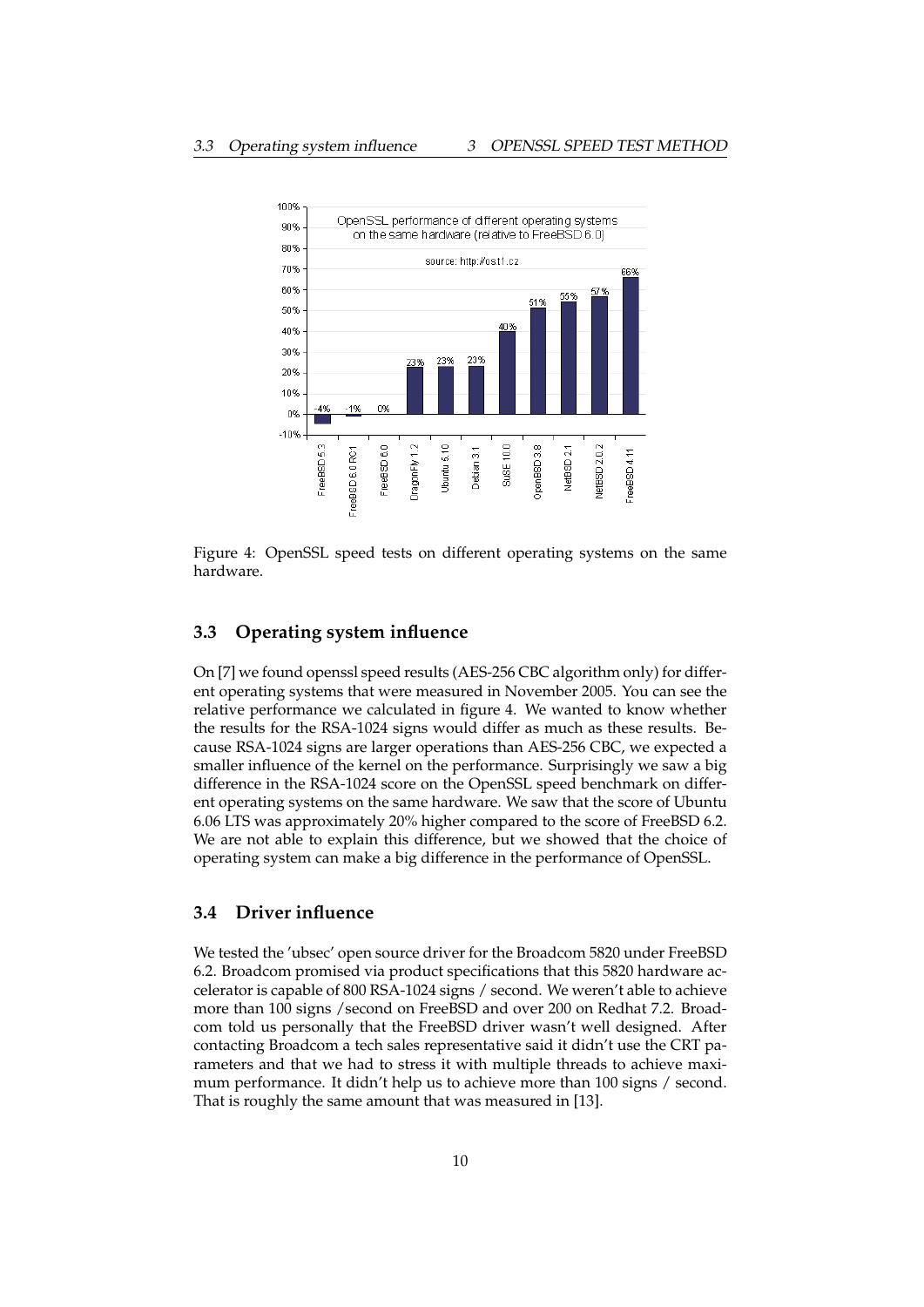Figure 4: OpenSSL speed tests on different operating systems on the same hardware.

## 3.3 Operating system influence

On [7] we found openssl speed results (AES-256 CBC algorithm only) for different operating systems that were measured in November 2005. You can see the relative performance we calculated in figure 4. We wanted to know whether the results for the RSA-1024 signs would differ as much as these results. Because RSA-1024 signs are larger operations than AES-256 CBC, we expected a smaller influence of the kernel on the performance. Surprisingly we saw a big difference in the RSA-1024 score on the OpenSSL speed benchmark on different operating systems on the same hardware. We saw that the score of Ubuntu 6.06 LTS was approximately 20% higher compared to the score of FreeBSD 6.2. We are not able to explain this difference, but we showed that the choice of operating system can make a big difference in the performance of OpenSSL.

## 3.4 Driver influence

We tested the 'ubsec' open source driver for the Broadcom 5820 under FreeBSD 6.2. Broadcom promised via product specifications that this 5820 hardware accelerator is capable of 800 RSA-1024 signs / second. We weren't able to achieve more than 100 signs /second on FreeBSD and over 200 on Redhat 7.2. Broadcom told us personally that the FreeBSD driver wasn't well designed. After contacting Broadcom a tech sales representative said it didn't use the CRT parameters and that we had to stress it with multiple threads to achieve maximum performance. It didn't help us to achieve more than 100 signs / second. That is roughly the same amount that was measured in [13].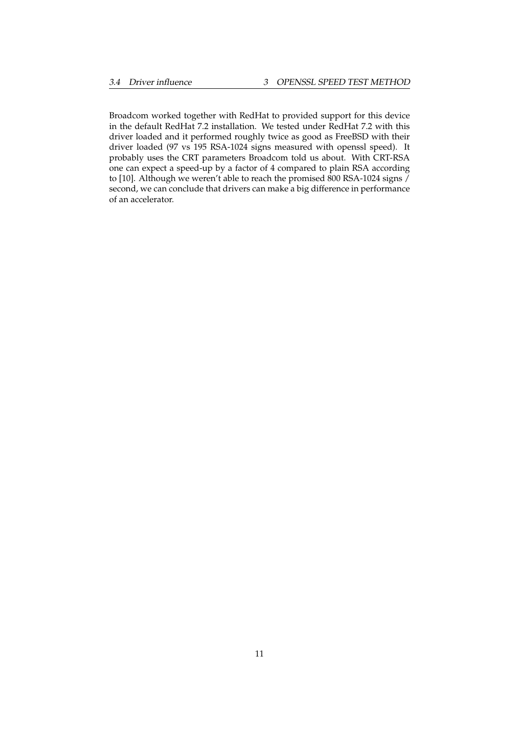Broadcom worked together with RedHat to provided support for this device in the default RedHat 7.2 installation. We tested under RedHat 7.2 with this driver loaded and it performed roughly twice as good as FreeBSD with their driver loaded (97 vs 195 RSA-1024 signs measured with openssl speed). It probably uses the CRT parameters Broadcom told us about. With CRT-RSA one can expect a speed-up by a factor of 4 compared to plain RSA according to [10]. Although we weren't able to reach the promised 800 RSA-1024 signs / second, we can conclude that drivers can make a big difference in performance of an accelerator.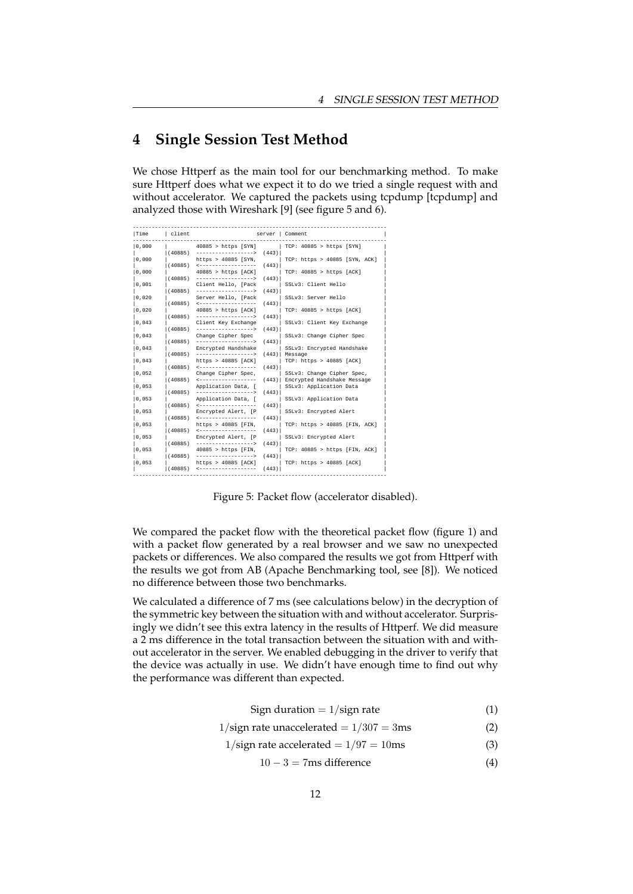# 4 Single Session Test Method

We chose Httperf as the main tool for our benchmarking method. To make sure Httperf does what we expect it to do we tried a single request with and without accelerator. We captured the packets using tcpdump [tcpdump] and analyzed those with Wireshark [9] (see figure 5 and 6).

```
-------------------------------------------------------------------------------
|Time     | client                          server | Comment                  |
-------------------------------------------------------------------------------
|0,000    |         40885 > https [SYN]           | TCP: 40885 > https [SYN]        |
|         |(40885)  ------------------>  (443)|                                 |
|0,000    |         https > 40885 [SYN,           | TCP: https > 40885 [SYN, ACK]   |
|         |(40885)  <------------------  (443)|                                 |
|0,000    |         40885 > https [ACK]           | TCP: 40885 > https [ACK]        |
|         |(40885)  ------------------>  (443)|                                 |
|0,001    |         Client Hello, [Pack           | SSLv3: Client Hello             |
|         |(40885)  ------------------>  (443)|                                 |
|0,020    |         Server Hello, [Pack           | SSLv3: Server Hello             |
|         |(40885)  <------------------  (443)|                                 |
|0,020    |         40885 > https [ACK]           | TCP: 40885 > https [ACK]        |
|         |(40885)  ------------------>  (443)|                                 |
|0,043    |         Client Key Exchange           | SSLv3: Client Key Exchange      |
|         |(40885)  ------------------>  (443)|                                 |
|0,043    |         Change Cipher Spec            | SSLv3: Change Cipher Spec       |
|         |(40885)  ------------------>  (443)|                                 |
|0,043    |         Encrypted Handshake           | SSLv3: Encrypted Handshake      |
|         |(40885)  ------------------>  (443)| Message                         |
|0,043    |         https > 40885 [ACK]           | TCP: https > 40885 [ACK]        |
|         |(40885)  <------------------  (443)|                                 |
|0,052    |         Change Cipher Spec,           | SSLv3: Change Cipher Spec,      |
|         |(40885)  <------------------  (443)| Encrypted Handshake Message     |
|0,053    |         Application Data, [           | SSLv3: Application Data         |
|         |(40885)  ------------------>  (443)|                                 |
|0,053    |         Application Data, [           | SSLv3: Application Data         |
|         |(40885)  <------------------  (443)|                                 |
|0,053    |         Encrypted Alert, [P           | SSLv3: Encrypted Alert          |
|         |(40885)  <------------------  (443)|                                 |
|0,053    |         https > 40885 [FIN,           | TCP: https > 40885 [FIN, ACK]   |
|         |(40885)  <------------------  (443)|                                 |
|0,053    |         Encrypted Alert, [P           | SSLv3: Encrypted Alert          |
|         |(40885)  ------------------>  (443)|                                 |
|0,053    |         40885 > https [FIN,           | TCP: 40885 > https [FIN, ACK]   |
|         |(40885)  ------------------>  (443)|                                 |
|0,053    |         https > 40885 [ACK]           | TCP: https > 40885 [ACK]        |
|         |(40885)  <------------------  (443)|                                 |
-------------------------------------------------------------------------------
```

Figure 5: Packet flow (accelerator disabled).

We compared the packet flow with the theoretical packet flow (figure 1) and with a packet flow generated by a real browser and we saw no unexpected packets or differences. We also compared the results we got from Httperf with the results we got from AB (Apache Benchmarking tool, see [8]). We noticed no difference between those two benchmarks.

We calculated a difference of 7 ms (see calculations below) in the decryption of the symmetric key between the situation with and without accelerator. Surprisingly we didn't see this extra latency in the results of Httperf. We did measure a 2 ms difference in the total transaction between the situation with and without accelerator in the server. We enabled debugging in the driver to verify that the device was actually in use. We didn't have enough time to find out why the performance was different than expected.

$$\text{Sign duration} = 1/\text{sign rate} \tag{1}$$

$$1/\text{sign rate unaccelerated} = 1/307 = 3\text{ms} \tag{2}$$

$$1/\text{sign rate accelerated} = 1/97 = 10\text{ms} \tag{3}$$

$$10 - 3 = 7\text{ms difference} \tag{4}$$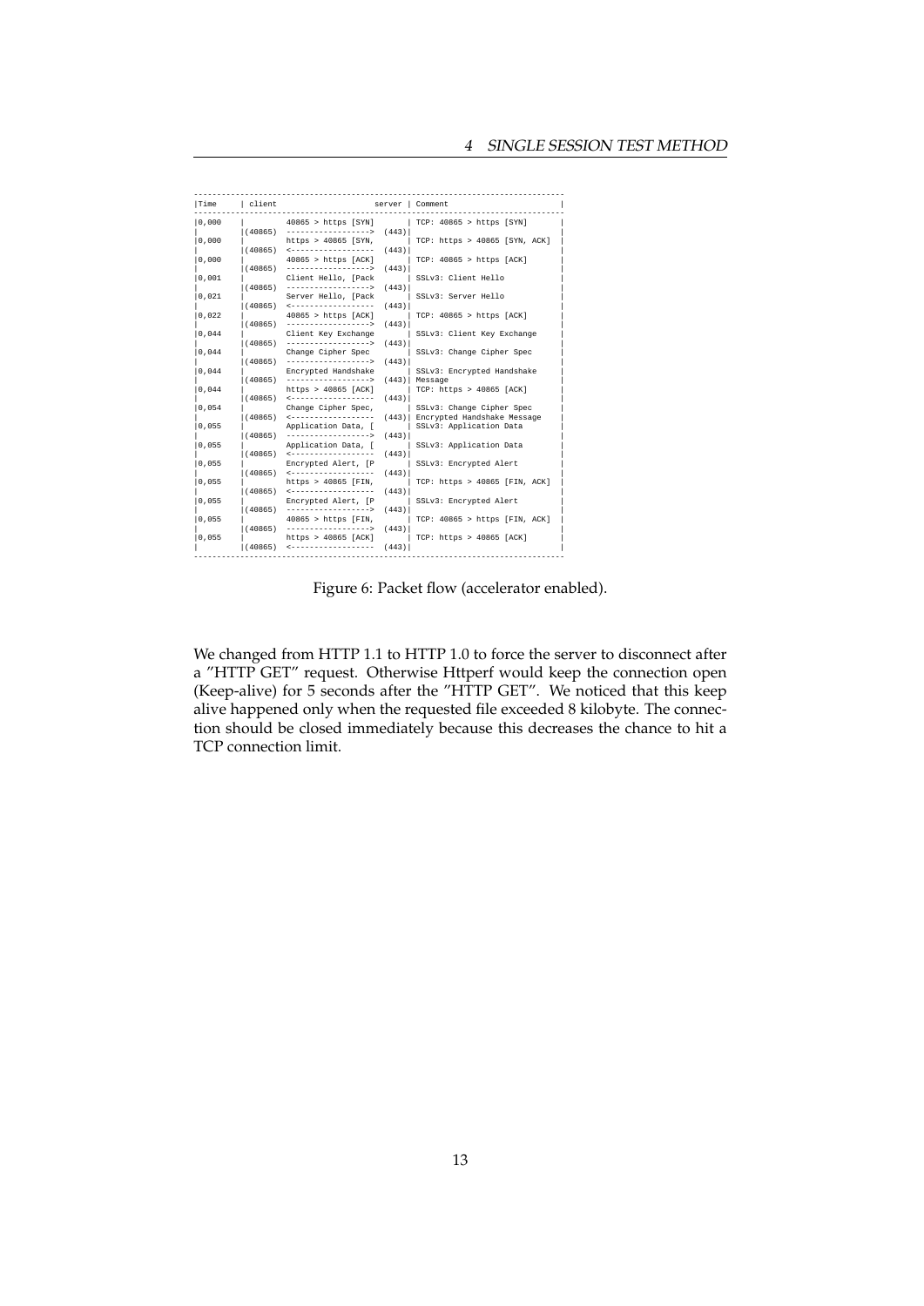```
--------------------------------------------------------------------------------
|Time     | client                     server | Comment                          |
--------------------------------------------------------------------------------
|0,000    |         40865 > https [SYN]       | TCP: 40865 > https [SYN]         |
|         |(40865)  ------------------>  (443)|                                  |
|0,000    |         https > 40865 [SYN,       | TCP: https > 40865 [SYN, ACK]    |
|         |(40865)  <------------------  (443)|                                  |
|0,000    |         40865 > https [ACK]       | TCP: 40865 > https [ACK]         |
|         |(40865)  ------------------>  (443)|                                  |
|0,001    |         Client Hello, [Pack       | SSLv3: Client Hello              |
|         |(40865)  ------------------>  (443)|                                  |
|0,021    |         Server Hello, [Pack       | SSLv3: Server Hello              |
|         |(40865)  <------------------  (443)|                                  |
|0,022    |         40865 > https [ACK]       | TCP: 40865 > https [ACK]         |
|         |(40865)  ------------------>  (443)|                                  |
|0,044    |         Client Key Exchange       | SSLv3: Client Key Exchange       |
|         |(40865)  ------------------>  (443)|                                  |
|0,044    |         Change Cipher Spec        | SSLv3: Change Cipher Spec        |
|         |(40865)  ------------------>  (443)|                                  |
|0,044    |         Encrypted Handshake       | SSLv3: Encrypted Handshake       |
|         |(40865)  ------------------>  (443)| Message                          |
|0,044    |         https > 40865 [ACK]       | TCP: https > 40865 [ACK]         |
|         |(40865)  <------------------  (443)|                                  |
|0,054    |         Change Cipher Spec,       | SSLv3: Change Cipher Spec        |
|         |(40865)  <------------------  (443)| Encrypted Handshake Message      |
|0,055    |         Application Data, [       | SSLv3: Application Data          |
|         |(40865)  ------------------>  (443)|                                  |
|0,055    |         Application Data, [       | SSLv3: Application Data          |
|         |(40865)  <------------------  (443)|                                  |
|0,055    |         Encrypted Alert, [P       | SSLv3: Encrypted Alert           |
|         |(40865)  <------------------  (443)|                                  |
|0,055    |         https > 40865 [FIN,       | TCP: https > 40865 [FIN, ACK]    |
|         |(40865)  <------------------  (443)|                                  |
|0,055    |         Encrypted Alert, [P       | SSLv3: Encrypted Alert           |
|         |(40865)  ------------------>  (443)|                                  |
|0,055    |         40865 > https [FIN,       | TCP: 40865 > https [FIN, ACK]    |
|         |(40865)  ------------------>  (443)|                                  |
|0,055    |         https > 40865 [ACK]       | TCP: https > 40865 [ACK]         |
|         |(40865)  <------------------  (443)|                                  |
--------------------------------------------------------------------------------
```

Figure 6: Packet flow (accelerator enabled).

We changed from HTTP 1.1 to HTTP 1.0 to force the server to disconnect after a "HTTP GET" request. Otherwise Httperf would keep the connection open (Keep-alive) for 5 seconds after the "HTTP GET". We noticed that this keep alive happened only when the requested file exceeded 8 kilobyte. The connection should be closed immediately because this decreases the chance to hit a TCP connection limit.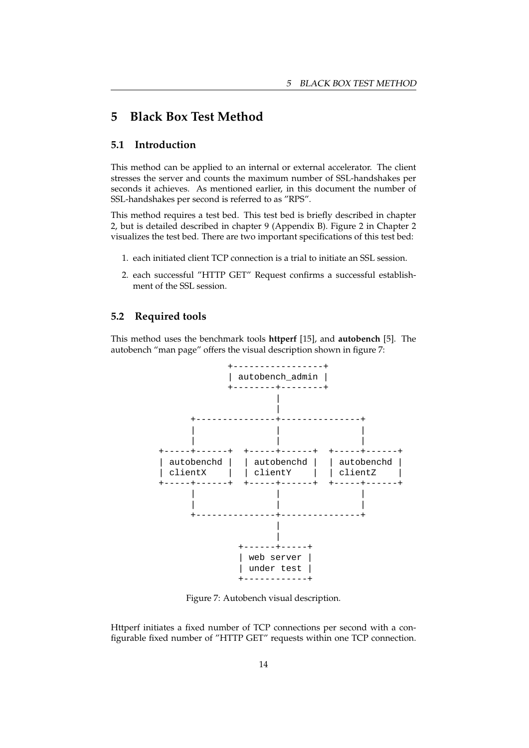# 5 Black Box Test Method

## 5.1 Introduction

This method can be applied to an internal or external accelerator. The client stresses the server and counts the maximum number of SSL-handshakes per seconds it achieves. As mentioned earlier, in this document the number of SSL-handshakes per second is referred to as "RPS".

This method requires a test bed. This test bed is briefly described in chapter 2, but is detailed described in chapter 9 (Appendix B). Figure 2 in Chapter 2 visualizes the test bed. There are two important specifications of this test bed:

1. each initiated client TCP connection is a trial to initiate an SSL session.
2. each successful "HTTP GET" Request confirms a successful establishment of the SSL session.

## 5.2 Required tools

This method uses the benchmark tools **httperf** [15], and **autobench** [5]. The autobench "man page" offers the visual description shown in figure 7:

```
                +-----------------+
                | autobench_admin |
                +--------+--------+
                         |
                         |
       +----------------+----------------+
       |                |                |
       |                |                |
+-----+------+  +-----+------+  +-----+------+
| autobenchd |  | autobenchd |  | autobenchd |
| clientX    |  | clientY    |  | clientZ    |
+-----+------+  +-----+------+  +-----+------+
       |                |                |
       |                |                |
       +----------------+----------------+
                         |
                         |
                  +------+-----+
                  | web server |
                  | under test |
                  +------------+
```

Figure 7: Autobench visual description.

Httperf initiates a fixed number of TCP connections per second with a configurable fixed number of "HTTP GET" requests within one TCP connection.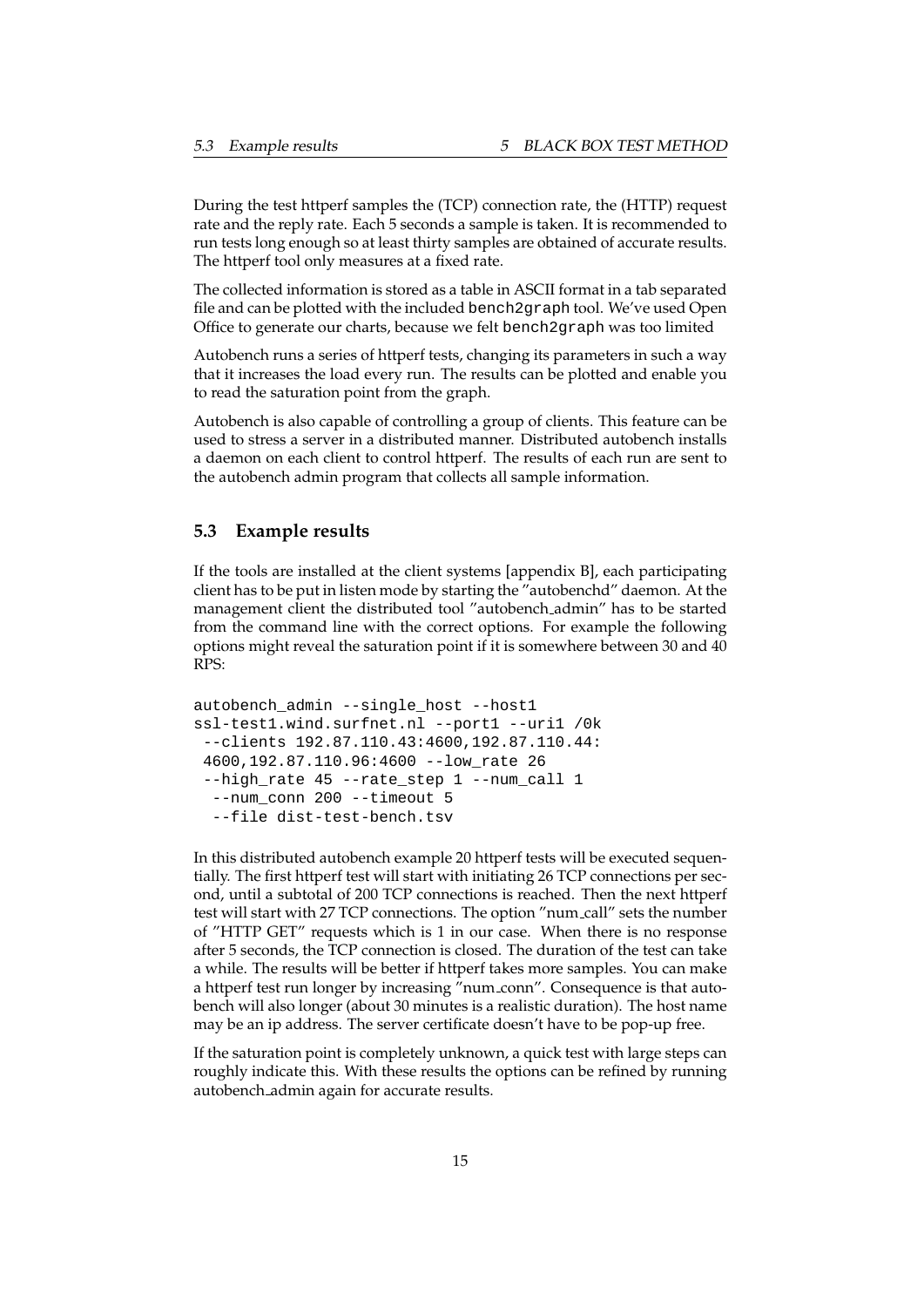During the test httperf samples the (TCP) connection rate, the (HTTP) request rate and the reply rate. Each 5 seconds a sample is taken. It is recommended to run tests long enough so at least thirty samples are obtained of accurate results. The httperf tool only measures at a fixed rate.

The collected information is stored as a table in ASCII format in a tab separated file and can be plotted with the included `bench2graph` tool. We've used Open Office to generate our charts, because we felt `bench2graph` was too limited

Autobench runs a series of httperf tests, changing its parameters in such a way that it increases the load every run. The results can be plotted and enable you to read the saturation point from the graph.

Autobench is also capable of controlling a group of clients. This feature can be used to stress a server in a distributed manner. Distributed autobench installs a daemon on each client to control httperf. The results of each run are sent to the autobench admin program that collects all sample information.

## 5.3 Example results

If the tools are installed at the client systems [appendix B], each participating client has to be put in listen mode by starting the "autobenchd" daemon. At the management client the distributed tool "autobench_admin" has to be started from the command line with the correct options. For example the following options might reveal the saturation point if it is somewhere between 30 and 40 RPS:

```
autobench_admin --single_host --host1
ssl-test1.wind.surfnet.nl --port1 --uri1 /0k
 --clients 192.87.110.43:4600,192.87.110.44:
 4600,192.87.110.96:4600 --low_rate 26
 --high_rate 45 --rate_step 1 --num_call 1
  --num_conn 200 --timeout 5
  --file dist-test-bench.tsv
```

In this distributed autobench example 20 httperf tests will be executed sequentially. The first httperf test will start with initiating 26 TCP connections per second, until a subtotal of 200 TCP connections is reached. Then the next httperf test will start with 27 TCP connections. The option "num_call" sets the number of "HTTP GET" requests which is 1 in our case. When there is no response after 5 seconds, the TCP connection is closed. The duration of the test can take a while. The results will be better if httperf takes more samples. You can make a httperf test run longer by increasing "num_conn". Consequence is that autobench will also longer (about 30 minutes is a realistic duration). The host name may be an ip address. The server certificate doesn't have to be pop-up free.

If the saturation point is completely unknown, a quick test with large steps can roughly indicate this. With these results the options can be refined by running autobench_admin again for accurate results.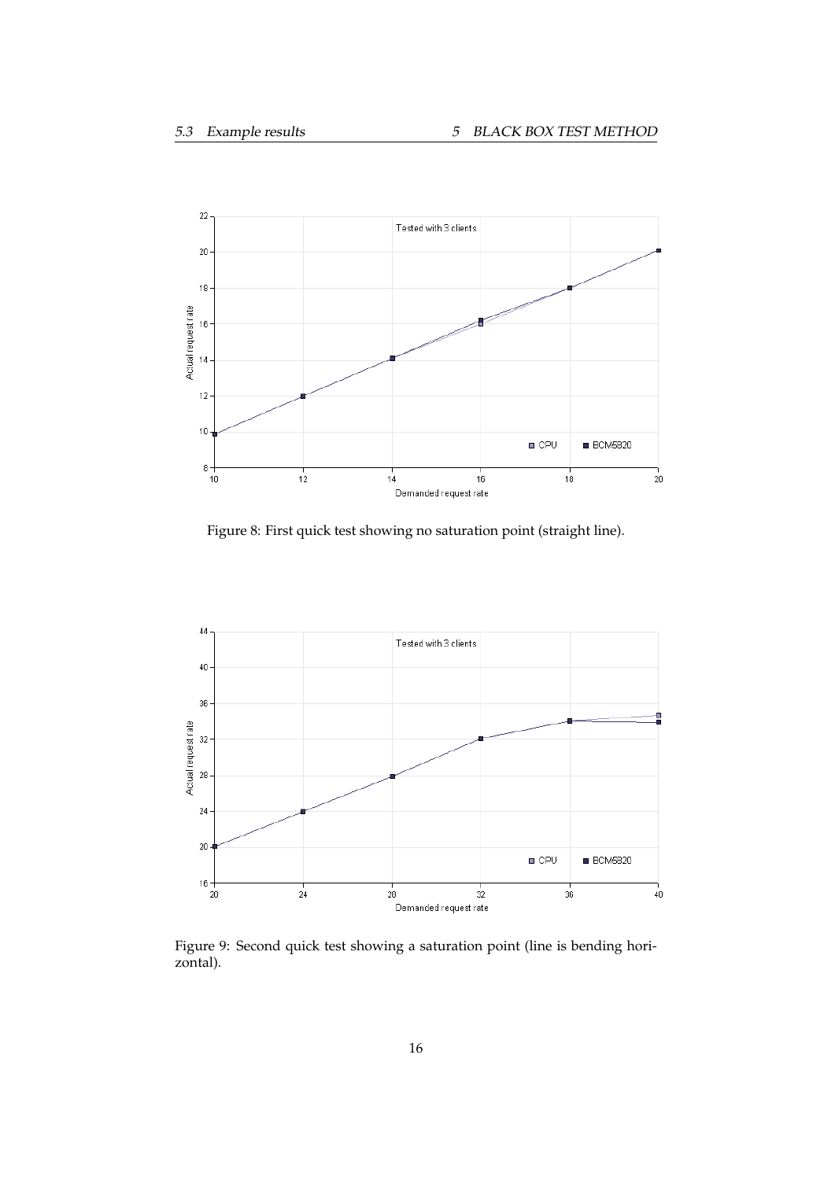Figure 8: First quick test showing no saturation point (straight line).

Figure 9: Second quick test showing a saturation point (line is bending horizontal).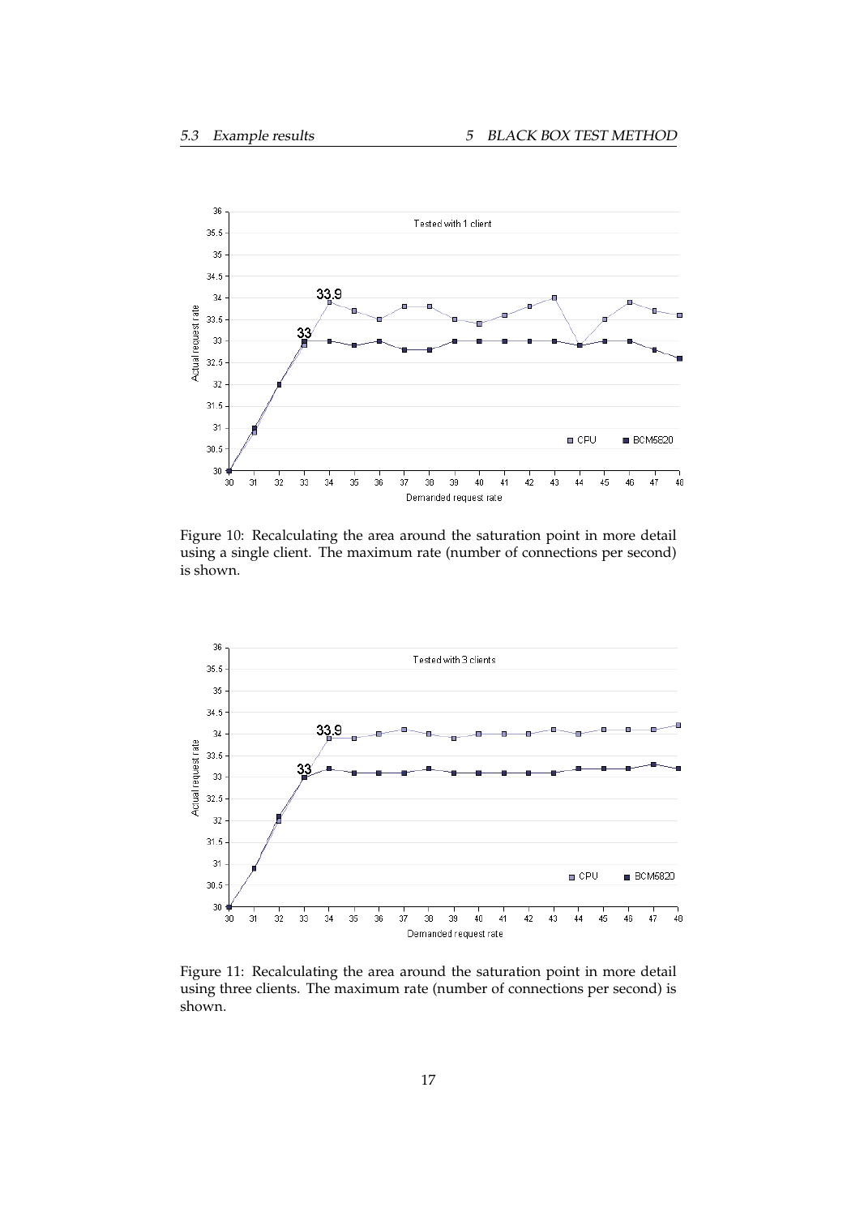Figure 10: Recalculating the area around the saturation point in more detail using a single client. The maximum rate (number of connections per second) is shown.

Figure 11: Recalculating the area around the saturation point in more detail using three clients. The maximum rate (number of connections per second) is shown.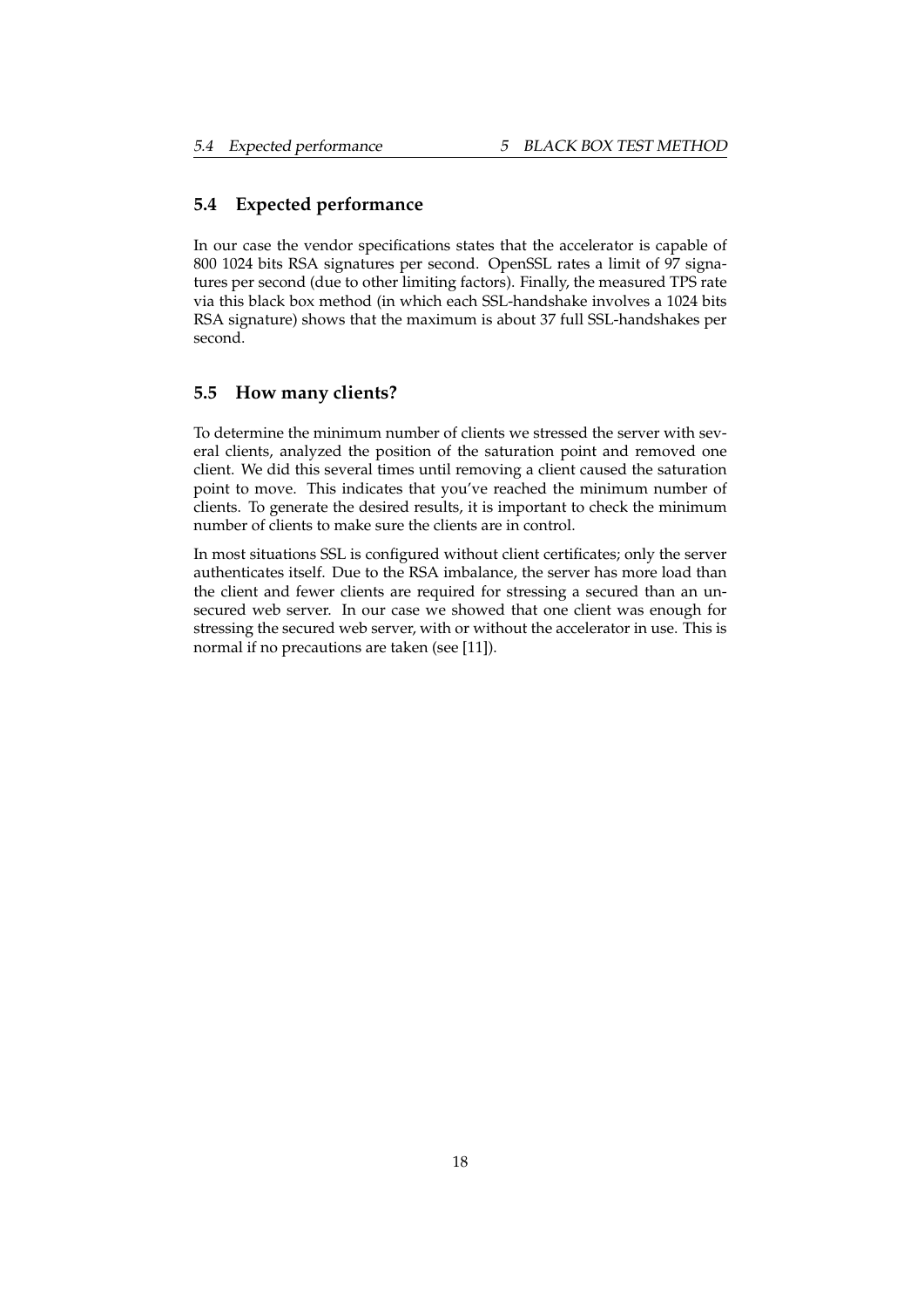## 5.4 Expected performance

In our case the vendor specifications states that the accelerator is capable of 800 1024 bits RSA signatures per second. OpenSSL rates a limit of 97 signatures per second (due to other limiting factors). Finally, the measured TPS rate via this black box method (in which each SSL-handshake involves a 1024 bits RSA signature) shows that the maximum is about 37 full SSL-handshakes per second.

## 5.5 How many clients?

To determine the minimum number of clients we stressed the server with several clients, analyzed the position of the saturation point and removed one client. We did this several times until removing a client caused the saturation point to move. This indicates that you've reached the minimum number of clients. To generate the desired results, it is important to check the minimum number of clients to make sure the clients are in control.

In most situations SSL is configured without client certificates; only the server authenticates itself. Due to the RSA imbalance, the server has more load than the client and fewer clients are required for stressing a secured than an unsecured web server. In our case we showed that one client was enough for stressing the secured web server, with or without the accelerator in use. This is normal if no precautions are taken (see [11]).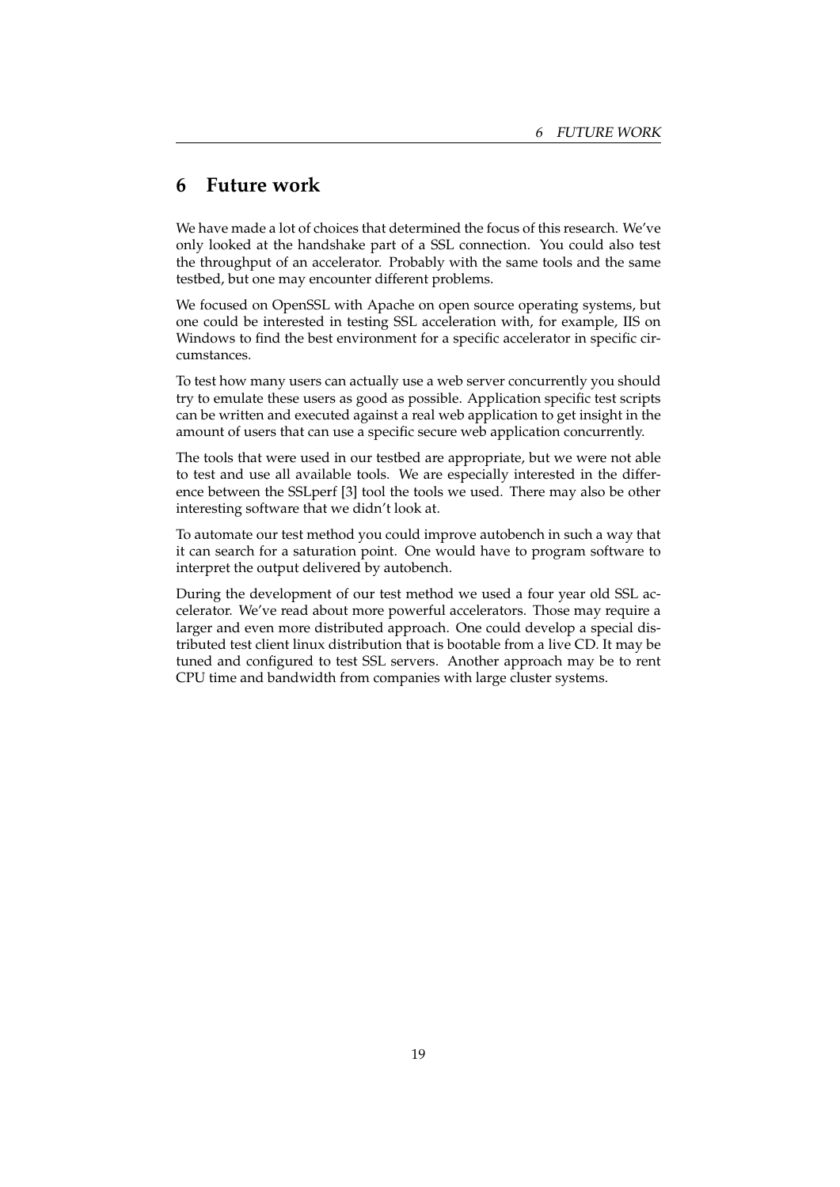# 6 Future work

We have made a lot of choices that determined the focus of this research. We've only looked at the handshake part of a SSL connection. You could also test the throughput of an accelerator. Probably with the same tools and the same testbed, but one may encounter different problems.

We focused on OpenSSL with Apache on open source operating systems, but one could be interested in testing SSL acceleration with, for example, IIS on Windows to find the best environment for a specific accelerator in specific circumstances.

To test how many users can actually use a web server concurrently you should try to emulate these users as good as possible. Application specific test scripts can be written and executed against a real web application to get insight in the amount of users that can use a specific secure web application concurrently.

The tools that were used in our testbed are appropriate, but we were not able to test and use all available tools. We are especially interested in the difference between the SSLperf [3] tool the tools we used. There may also be other interesting software that we didn't look at.

To automate our test method you could improve autobench in such a way that it can search for a saturation point. One would have to program software to interpret the output delivered by autobench.

During the development of our test method we used a four year old SSL accelerator. We've read about more powerful accelerators. Those may require a larger and even more distributed approach. One could develop a special distributed test client linux distribution that is bootable from a live CD. It may be tuned and configured to test SSL servers. Another approach may be to rent CPU time and bandwidth from companies with large cluster systems.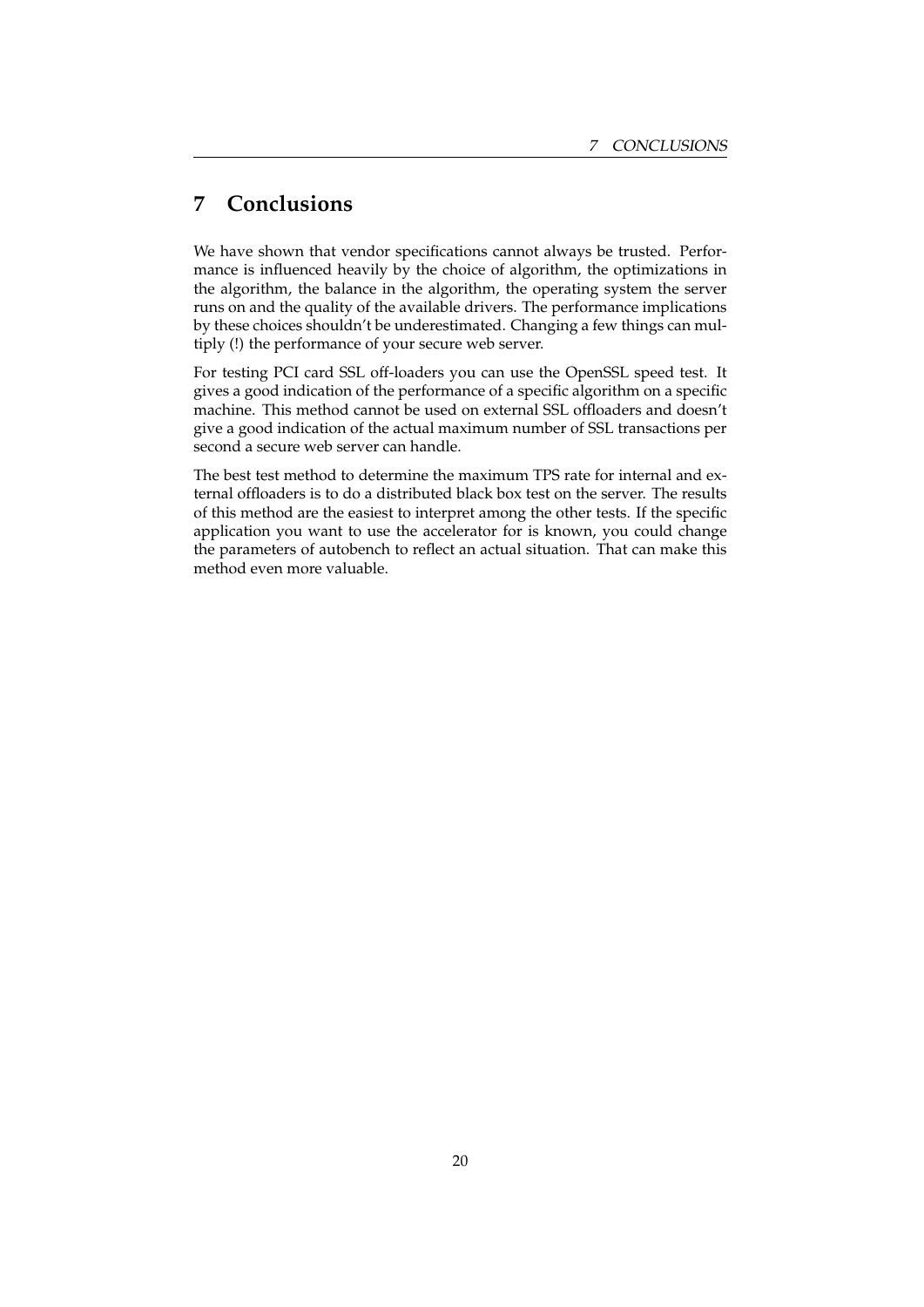# 7 Conclusions

We have shown that vendor specifications cannot always be trusted. Performance is influenced heavily by the choice of algorithm, the optimizations in the algorithm, the balance in the algorithm, the operating system the server runs on and the quality of the available drivers. The performance implications by these choices shouldn't be underestimated. Changing a few things can multiply (!) the performance of your secure web server.

For testing PCI card SSL off-loaders you can use the OpenSSL speed test. It gives a good indication of the performance of a specific algorithm on a specific machine. This method cannot be used on external SSL offloaders and doesn't give a good indication of the actual maximum number of SSL transactions per second a secure web server can handle.

The best test method to determine the maximum TPS rate for internal and external offloaders is to do a distributed black box test on the server. The results of this method are the easiest to interpret among the other tests. If the specific application you want to use the accelerator for is known, you could change the parameters of autobench to reflect an actual situation. That can make this method even more valuable.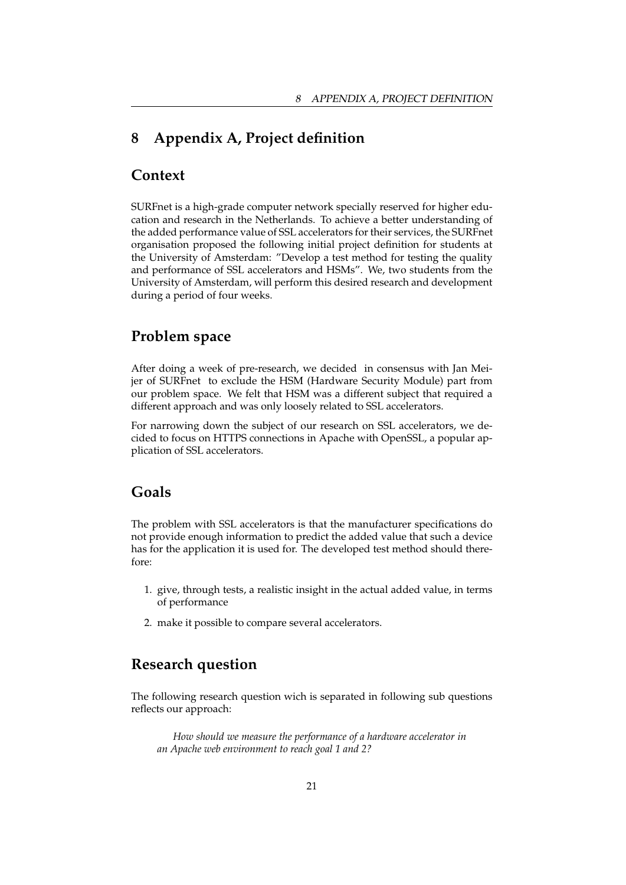# 8 Appendix A, Project definition

## Context

SURFnet is a high-grade computer network specially reserved for higher education and research in the Netherlands. To achieve a better understanding of the added performance value of SSL accelerators for their services, the SURFnet organisation proposed the following initial project definition for students at the University of Amsterdam: "Develop a test method for testing the quality and performance of SSL accelerators and HSMs". We, two students from the University of Amsterdam, will perform this desired research and development during a period of four weeks.

## Problem space

After doing a week of pre-research, we decided in consensus with Jan Meijer of SURFnet to exclude the HSM (Hardware Security Module) part from our problem space. We felt that HSM was a different subject that required a different approach and was only loosely related to SSL accelerators.

For narrowing down the subject of our research on SSL accelerators, we decided to focus on HTTPS connections in Apache with OpenSSL, a popular application of SSL accelerators.

## Goals

The problem with SSL accelerators is that the manufacturer specifications do not provide enough information to predict the added value that such a device has for the application it is used for. The developed test method should therefore:

1. give, through tests, a realistic insight in the actual added value, in terms of performance
2. make it possible to compare several accelerators.

## Research question

The following research question wich is separated in following sub questions reflects our approach:

> *How should we measure the performance of a hardware accelerator in an Apache web environment to reach goal 1 and 2?*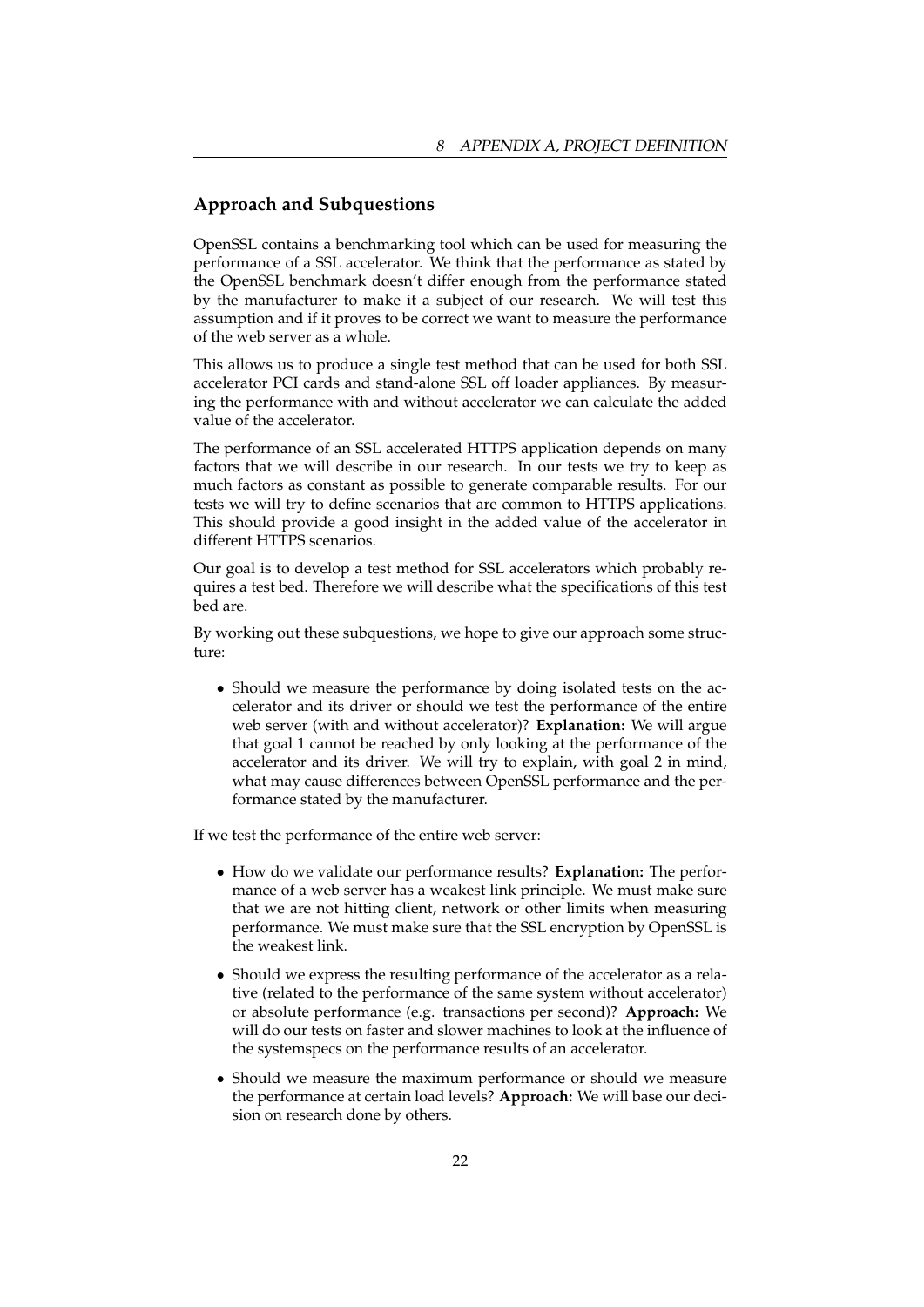## Approach and Subquestions

OpenSSL contains a benchmarking tool which can be used for measuring the performance of a SSL accelerator. We think that the performance as stated by the OpenSSL benchmark doesn't differ enough from the performance stated by the manufacturer to make it a subject of our research. We will test this assumption and if it proves to be correct we want to measure the performance of the web server as a whole.

This allows us to produce a single test method that can be used for both SSL accelerator PCI cards and stand-alone SSL off loader appliances. By measuring the performance with and without accelerator we can calculate the added value of the accelerator.

The performance of an SSL accelerated HTTPS application depends on many factors that we will describe in our research. In our tests we try to keep as much factors as constant as possible to generate comparable results. For our tests we will try to define scenarios that are common to HTTPS applications. This should provide a good insight in the added value of the accelerator in different HTTPS scenarios.

Our goal is to develop a test method for SSL accelerators which probably requires a test bed. Therefore we will describe what the specifications of this test bed are.

By working out these subquestions, we hope to give our approach some structure:

- Should we measure the performance by doing isolated tests on the accelerator and its driver or should we test the performance of the entire web server (with and without accelerator)? **Explanation:** We will argue that goal 1 cannot be reached by only looking at the performance of the accelerator and its driver. We will try to explain, with goal 2 in mind, what may cause differences between OpenSSL performance and the performance stated by the manufacturer.

If we test the performance of the entire web server:

- How do we validate our performance results? **Explanation:** The performance of a web server has a weakest link principle. We must make sure that we are not hitting client, network or other limits when measuring performance. We must make sure that the SSL encryption by OpenSSL is the weakest link.
- Should we express the resulting performance of the accelerator as a relative (related to the performance of the same system without accelerator) or absolute performance (e.g. transactions per second)? **Approach:** We will do our tests on faster and slower machines to look at the influence of the systemspecs on the performance results of an accelerator.
- Should we measure the maximum performance or should we measure the performance at certain load levels? **Approach:** We will base our decision on research done by others.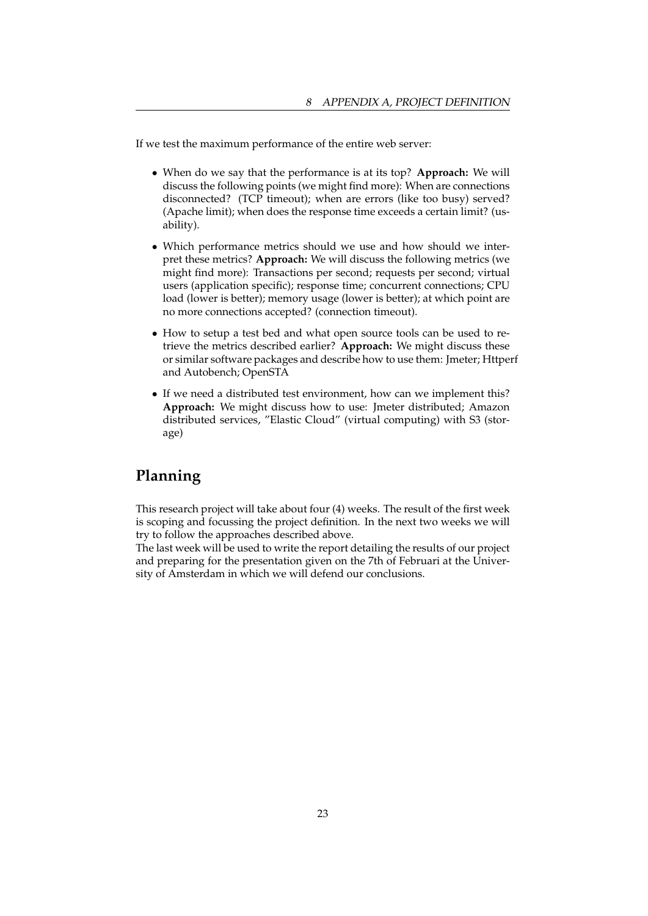If we test the maximum performance of the entire web server:

- When do we say that the performance is at its top? **Approach:** We will discuss the following points (we might find more): When are connections disconnected? (TCP timeout); when are errors (like too busy) served? (Apache limit); when does the response time exceeds a certain limit? (usability).
- Which performance metrics should we use and how should we interpret these metrics? **Approach:** We will discuss the following metrics (we might find more): Transactions per second; requests per second; virtual users (application specific); response time; concurrent connections; CPU load (lower is better); memory usage (lower is better); at which point are no more connections accepted? (connection timeout).
- How to setup a test bed and what open source tools can be used to retrieve the metrics described earlier? **Approach:** We might discuss these or similar software packages and describe how to use them: Jmeter; Httperf and Autobench; OpenSTA
- If we need a distributed test environment, how can we implement this? **Approach:** We might discuss how to use: Jmeter distributed; Amazon distributed services, "Elastic Cloud" (virtual computing) with S3 (storage)

## Planning

This research project will take about four (4) weeks. The result of the first week is scoping and focussing the project definition. In the next two weeks we will try to follow the approaches described above.
The last week will be used to write the report detailing the results of our project and preparing for the presentation given on the 7th of Februari at the University of Amsterdam in which we will defend our conclusions.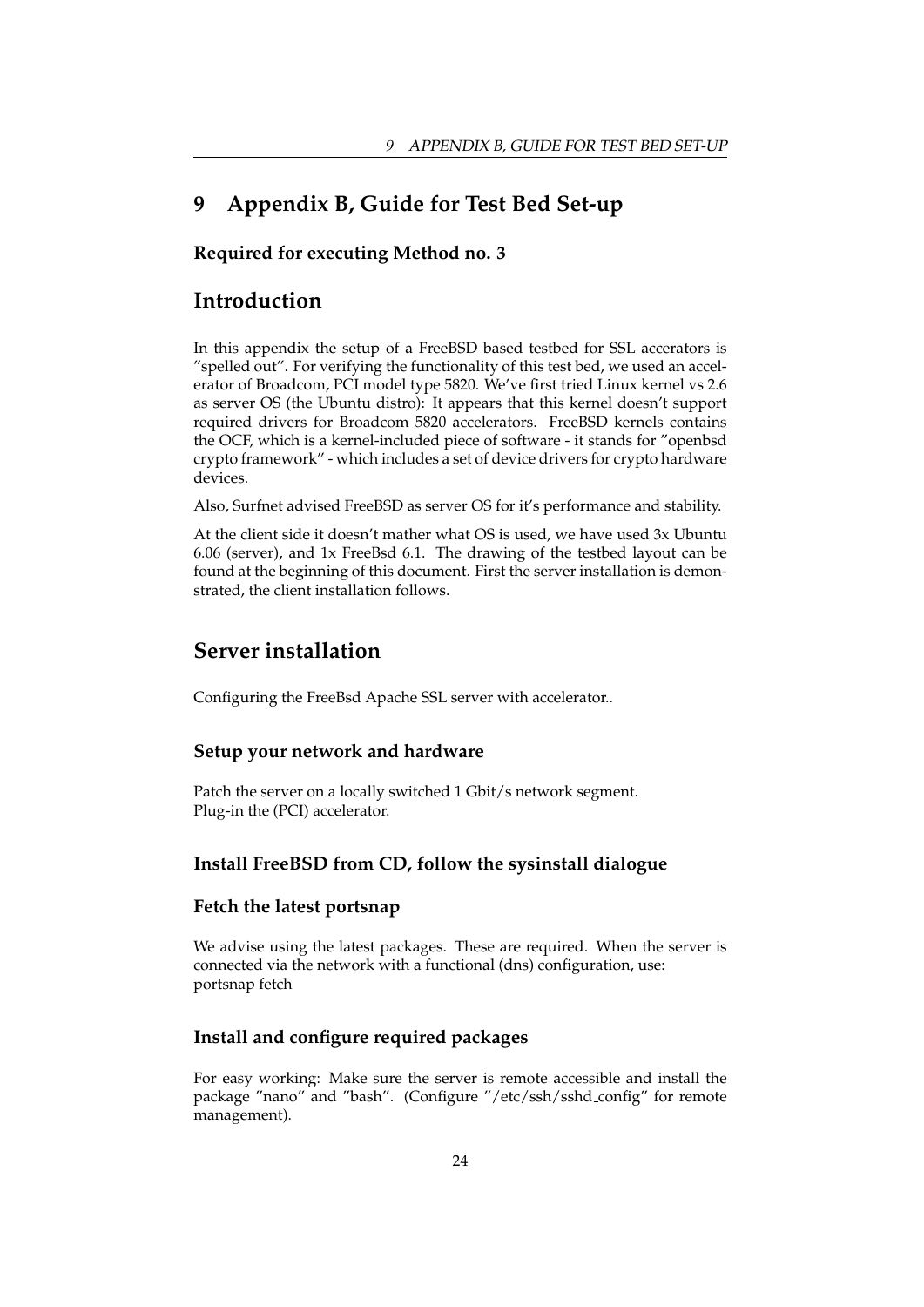# 9 Appendix B, Guide for Test Bed Set-up

### Required for executing Method no. 3

## Introduction

In this appendix the setup of a FreeBSD based testbed for SSL accerators is "spelled out". For verifying the functionality of this test bed, we used an accelerator of Broadcom, PCI model type 5820. We've first tried Linux kernel vs 2.6 as server OS (the Ubuntu distro): It appears that this kernel doesn't support required drivers for Broadcom 5820 accelerators. FreeBSD kernels contains the OCF, which is a kernel-included piece of software - it stands for "openbsd crypto framework" - which includes a set of device drivers for crypto hardware devices.

Also, Surfnet advised FreeBSD as server OS for it's performance and stability.

At the client side it doesn't mather what OS is used, we have used 3x Ubuntu 6.06 (server), and 1x FreeBsd 6.1. The drawing of the testbed layout can be found at the beginning of this document. First the server installation is demonstrated, the client installation follows.

## Server installation

Configuring the FreeBsd Apache SSL server with accelerator..

### Setup your network and hardware

Patch the server on a locally switched 1 Gbit/s network segment.
Plug-in the (PCI) accelerator.

### Install FreeBSD from CD, follow the sysinstall dialogue

### Fetch the latest portsnap

We advise using the latest packages. These are required. When the server is connected via the network with a functional (dns) configuration, use:
portsnap fetch

### Install and configure required packages

For easy working: Make sure the server is remote accessible and install the package "nano" and "bash". (Configure "/etc/ssh/sshd_config" for remote management).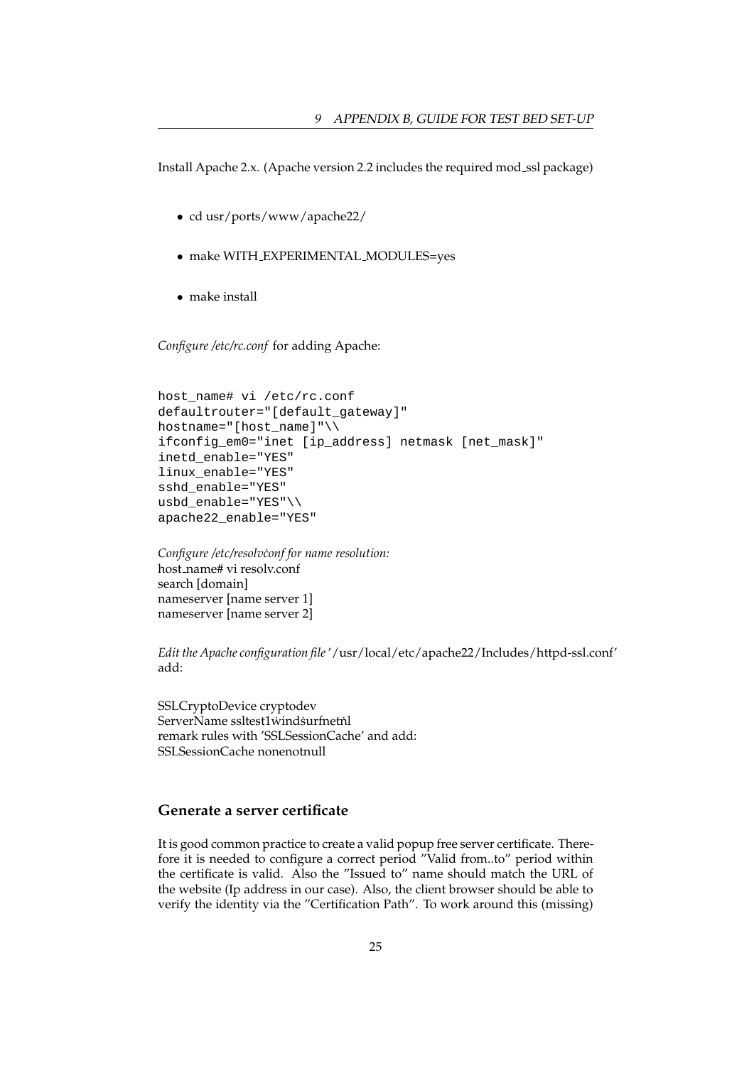Install Apache 2.x. (Apache version 2.2 includes the required mod_ssl package)

- cd usr/ports/www/apache22/
- make WITH_EXPERIMENTAL_MODULES=yes
- make install

*Configure /etc/rc.conf* for adding Apache:

```
host_name# vi /etc/rc.conf
defaultrouter="[default_gateway]"
hostname="[host_name]"\\
ifconfig_em0="inet [ip_address] netmask [net_mask]"
inetd_enable="YES"
linux_enable="YES"
sshd_enable="YES"
usbd_enable="YES"\\
apache22_enable="YES"
```

*Configure /etc/resolvċonf for name resolution:*
host_name# vi resolv.conf
search [domain]
nameserver [name server 1]
nameserver [name server 2]

*Edit the Apache configuration file* '/usr/local/etc/apache22/Includes/httpd-ssl.conf' add:

SSLCryptoDevice cryptodev
ServerName ssltest1ẇindṡurfnetṅl
remark rules with 'SSLSessionCache' and add:
SSLSessionCache nonenotnull

## Generate a server certificate

It is good common practice to create a valid popup free server certificate. Therefore it is needed to configure a correct period "Valid from..to" period within the certificate is valid. Also the "Issued to" name should match the URL of the website (Ip address in our case). Also, the client browser should be able to verify the identity via the "Certification Path". To work around this (missing)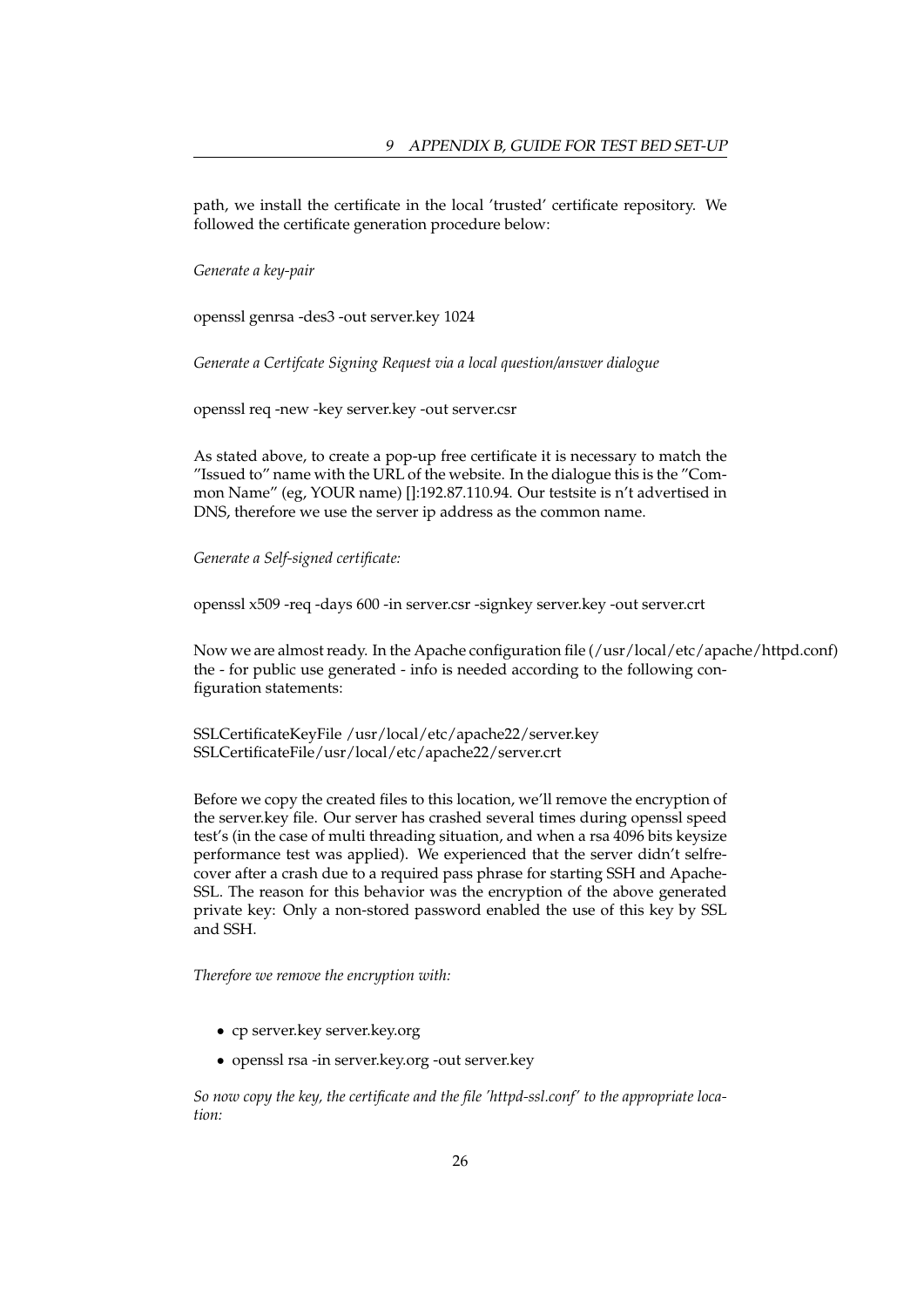path, we install the certificate in the local 'trusted' certificate repository. We followed the certificate generation procedure below:

*Generate a key-pair*

openssl genrsa -des3 -out server.key 1024

*Generate a Certifcate Signing Request via a local question/answer dialogue*

openssl req -new -key server.key -out server.csr

As stated above, to create a pop-up free certificate it is necessary to match the "Issued to" name with the URL of the website. In the dialogue this is the "Common Name" (eg, YOUR name) []:192.87.110.94. Our testsite is n't advertised in DNS, therefore we use the server ip address as the common name.

*Generate a Self-signed certificate:*

openssl x509 -req -days 600 -in server.csr -signkey server.key -out server.crt

Now we are almost ready. In the Apache configuration file (/usr/local/etc/apache/httpd.conf) the - for public use generated - info is needed according to the following configuration statements:

SSLCertificateKeyFile /usr/local/etc/apache22/server.key
SSLCertificateFile/usr/local/etc/apache22/server.crt

Before we copy the created files to this location, we'll remove the encryption of the server.key file. Our server has crashed several times during openssl speed test's (in the case of multi threading situation, and when a rsa 4096 bits keysize performance test was applied). We experienced that the server didn't selfrecover after a crash due to a required pass phrase for starting SSH and Apache-SSL. The reason for this behavior was the encryption of the above generated private key: Only a non-stored password enabled the use of this key by SSL and SSH.

*Therefore we remove the encryption with:*

- cp server.key server.key.org
- openssl rsa -in server.key.org -out server.key

*So now copy the key, the certificate and the file 'httpd-ssl.conf' to the appropriate location:*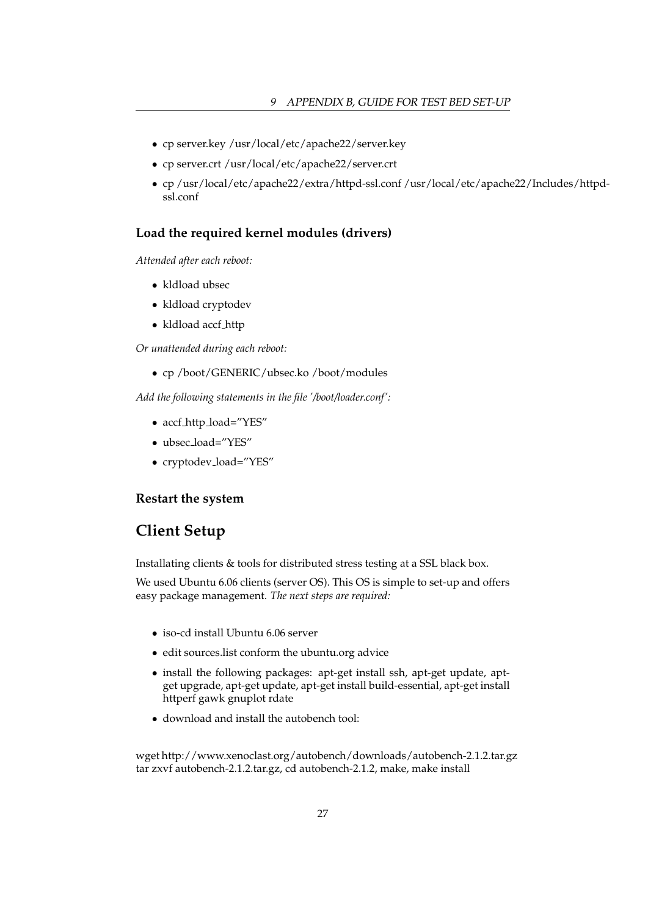- cp server.key /usr/local/etc/apache22/server.key
- cp server.crt /usr/local/etc/apache22/server.crt
- cp /usr/local/etc/apache22/extra/httpd-ssl.conf /usr/local/etc/apache22/Includes/httpd-ssl.conf

### Load the required kernel modules (drivers)

*Attended after each reboot:*

- kldload ubsec
- kldload cryptodev
- kldload accf_http

*Or unattended during each reboot:*

- cp /boot/GENERIC/ubsec.ko /boot/modules

*Add the following statements in the file '/boot/loader.conf':*

- accf_http_load="YES"
- ubsec_load="YES"
- cryptodev_load="YES"

### Restart the system

## Client Setup

Installating clients & tools for distributed stress testing at a SSL black box.

We used Ubuntu 6.06 clients (server OS). This OS is simple to set-up and offers easy package management. *The next steps are required:*

- iso-cd install Ubuntu 6.06 server
- edit sources.list conform the ubuntu.org advice
- install the following packages: apt-get install ssh, apt-get update, apt-get upgrade, apt-get update, apt-get install build-essential, apt-get install httperf gawk gnuplot rdate
- download and install the autobench tool:

wget http://www.xenoclast.org/autobench/downloads/autobench-2.1.2.tar.gz
tar zxvf autobench-2.1.2.tar.gz, cd autobench-2.1.2, make, make install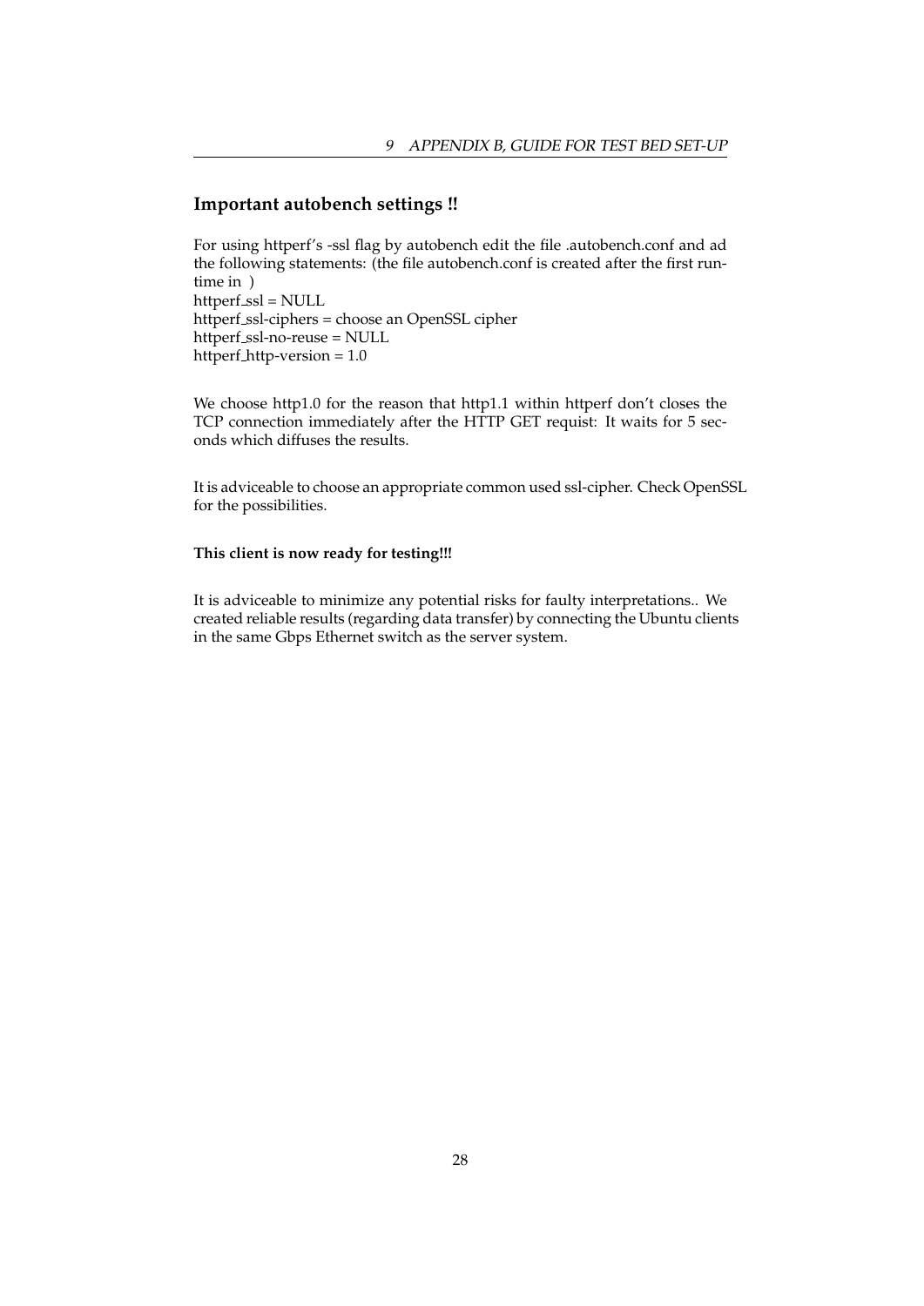## Important autobench settings !!

For using httperf's -ssl flag by autobench edit the file .autobench.conf and ad the following statements: (the file autobench.conf is created after the first run-time in )
httperf_ssl = NULL
httperf_ssl-ciphers = choose an OpenSSL cipher
httperf_ssl-no-reuse = NULL
httperf_http-version = 1.0

We choose http1.0 for the reason that http1.1 within httperf don't closes the TCP connection immediately after the HTTP GET requist: It waits for 5 seconds which diffuses the results.

It is adviceable to choose an appropriate common used ssl-cipher. Check OpenSSL for the possibilities.

**This client is now ready for testing!!!**

It is adviceable to minimize any potential risks for faulty interpretations.. We created reliable results (regarding data transfer) by connecting the Ubuntu clients in the same Gbps Ethernet switch as the server system.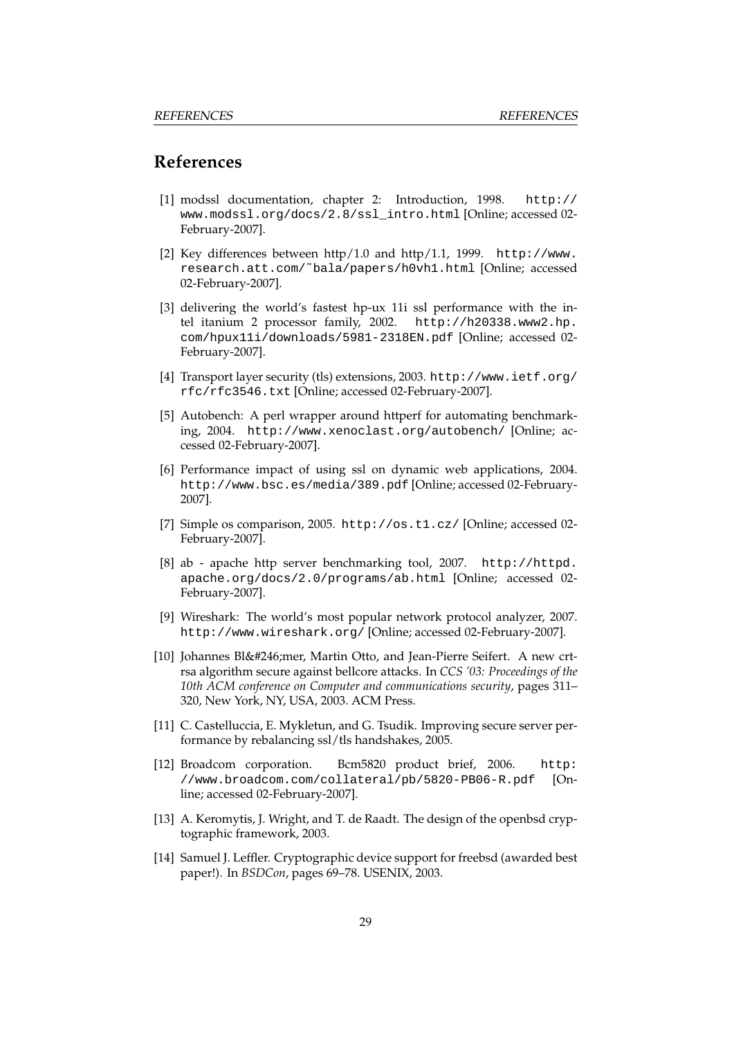# References

[1] modssl documentation, chapter 2: Introduction, 1998. http://www.modssl.org/docs/2.8/ssl_intro.html [Online; accessed 02-February-2007].

[2] Key differences between http/1.0 and http/1.1, 1999. http://www.research.att.com/~bala/papers/h0vh1.html [Online; accessed 02-February-2007].

[3] delivering the world's fastest hp-ux 11i ssl performance with the intel itanium 2 processor family, 2002. http://h20338.www2.hp.com/hpux11i/downloads/5981-2318EN.pdf [Online; accessed 02-February-2007].

[4] Transport layer security (tls) extensions, 2003. http://www.ietf.org/rfc/rfc3546.txt [Online; accessed 02-February-2007].

[5] Autobench: A perl wrapper around httperf for automating benchmarking, 2004. http://www.xenoclast.org/autobench/ [Online; accessed 02-February-2007].

[6] Performance impact of using ssl on dynamic web applications, 2004. http://www.bsc.es/media/389.pdf [Online; accessed 02-February-2007].

[7] Simple os comparison, 2005. http://os.t1.cz/ [Online; accessed 02-February-2007].

[8] ab - apache http server benchmarking tool, 2007. http://httpd.apache.org/docs/2.0/programs/ab.html [Online; accessed 02-February-2007].

[9] Wireshark: The world's most popular network protocol analyzer, 2007. http://www.wireshark.org/ [Online; accessed 02-February-2007].

[10] Johannes Bl&#246;mer, Martin Otto, and Jean-Pierre Seifert. A new crt-rsa algorithm secure against bellcore attacks. In *CCS '03: Proceedings of the 10th ACM conference on Computer and communications security*, pages 311–320, New York, NY, USA, 2003. ACM Press.

[11] C. Castelluccia, E. Mykletun, and G. Tsudik. Improving secure server performance by rebalancing ssl/tls handshakes, 2005.

[12] Broadcom corporation. Bcm5820 product brief, 2006. http://www.broadcom.com/collateral/pb/5820-PB06-R.pdf [Online; accessed 02-February-2007].

[13] A. Keromytis, J. Wright, and T. de Raadt. The design of the openbsd cryptographic framework, 2003.

[14] Samuel J. Leffler. Cryptographic device support for freebsd (awarded best paper!). In *BSDCon*, pages 69–78. USENIX, 2003.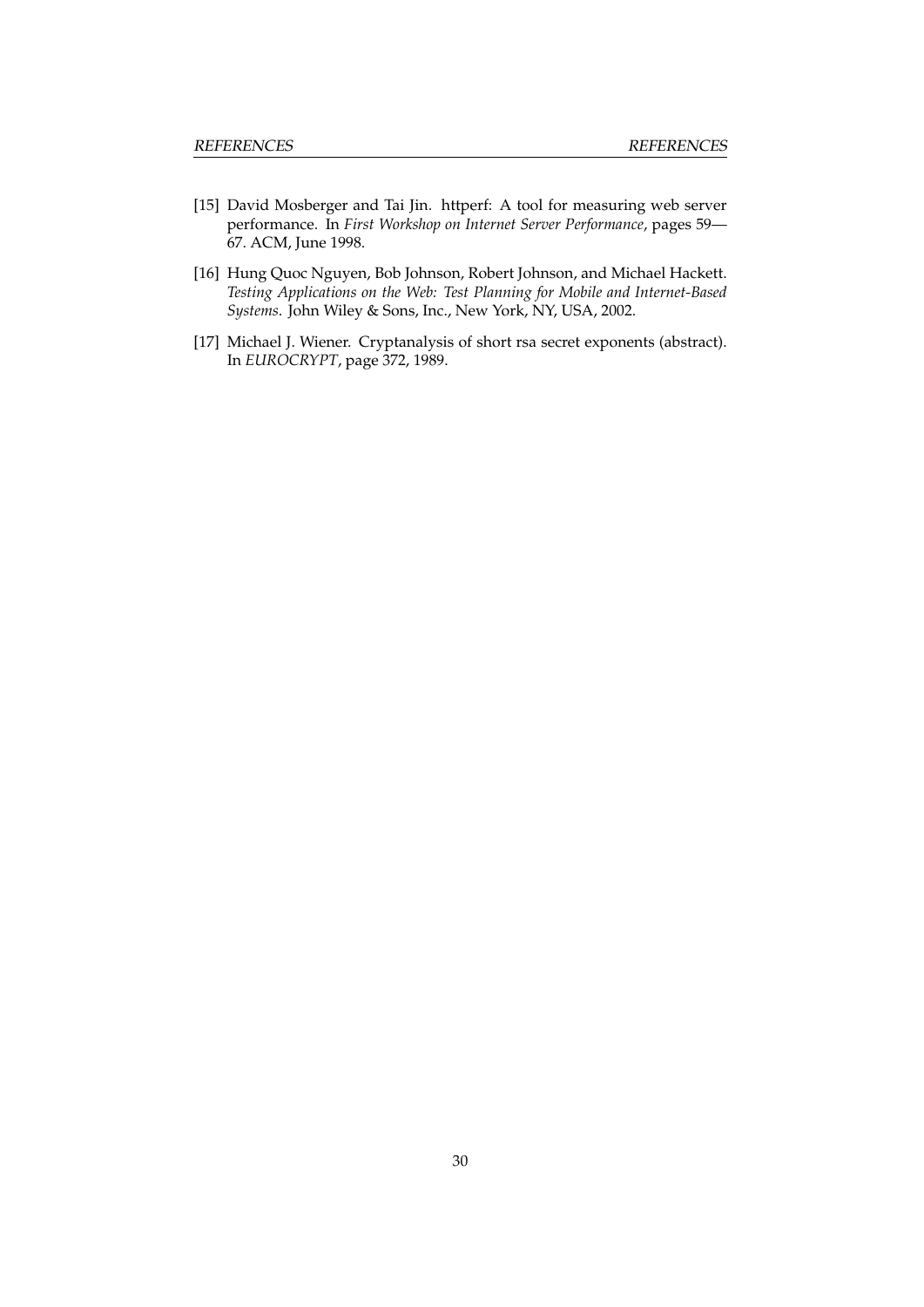[15] David Mosberger and Tai Jin. httperf: A tool for measuring web server performance. In *First Workshop on Internet Server Performance*, pages 59—67. ACM, June 1998.

[16] Hung Quoc Nguyen, Bob Johnson, Robert Johnson, and Michael Hackett. *Testing Applications on the Web: Test Planning for Mobile and Internet-Based Systems*. John Wiley & Sons, Inc., New York, NY, USA, 2002.

[17] Michael J. Wiener. Cryptanalysis of short rsa secret exponents (abstract). In *EUROCRYPT*, page 372, 1989.